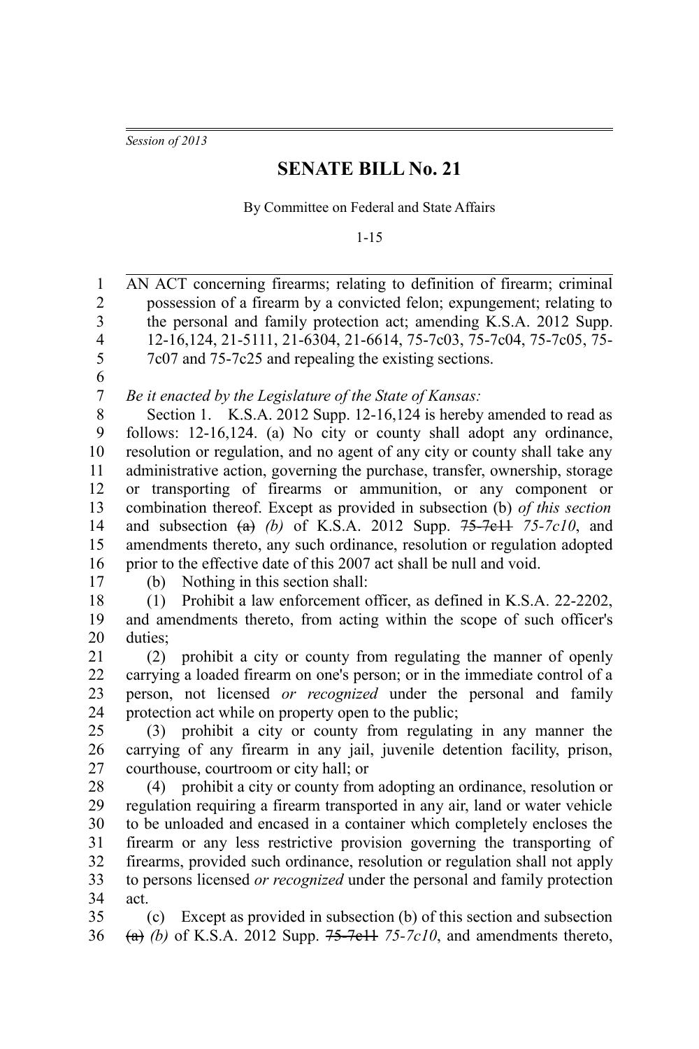*Session of 2013*

# SENATE BILL No. 21

By Committee on Federal and State Affairs

1-15

AN ACT concerning firearms; relating to definition of firearm; criminal possession of a firearm by a convicted felon; expungement; relating to the personal and family protection act; amending K.S.A. 2012 Supp. 12-16,124, 21-5111, 21-6304, 21-6614, 75-7c03, 75-7c04, 75-7c05, 75-7c07 and 75-7c25 and repealing the existing sections.

*Be it enacted by the Legislature of the State of Kansas:*

Section 1. K.S.A. 2012 Supp. 12-16,124 is hereby amended to read as follows: 12-16,124. (a) No city or county shall adopt any ordinance, resolution or regulation, and no agent of any city or county shall take any administrative action, governing the purchase, transfer, ownership, storage or transporting of firearms or ammunition, or any component or combination thereof. Except as provided in subsection (b) *of this section* and subsection ~~(a)~~ *(b)* of K.S.A. 2012 Supp. ~~75-7c11~~ *75-7c10*, and amendments thereto, any such ordinance, resolution or regulation adopted prior to the effective date of this 2007 act shall be null and void.

(b) Nothing in this section shall:

(1) Prohibit a law enforcement officer, as defined in K.S.A. 22-2202, and amendments thereto, from acting within the scope of such officer's duties;

(2) prohibit a city or county from regulating the manner of openly carrying a loaded firearm on one's person; or in the immediate control of a person, not licensed *or recognized* under the personal and family protection act while on property open to the public;

(3) prohibit a city or county from regulating in any manner the carrying of any firearm in any jail, juvenile detention facility, prison, courthouse, courtroom or city hall; or

(4) prohibit a city or county from adopting an ordinance, resolution or regulation requiring a firearm transported in any air, land or water vehicle to be unloaded and encased in a container which completely encloses the firearm or any less restrictive provision governing the transporting of firearms, provided such ordinance, resolution or regulation shall not apply to persons licensed *or recognized* under the personal and family protection act.

(c) Except as provided in subsection (b) of this section and subsection ~~(a)~~ *(b)* of K.S.A. 2012 Supp. ~~75-7c11~~ *75-7c10*, and amendments thereto,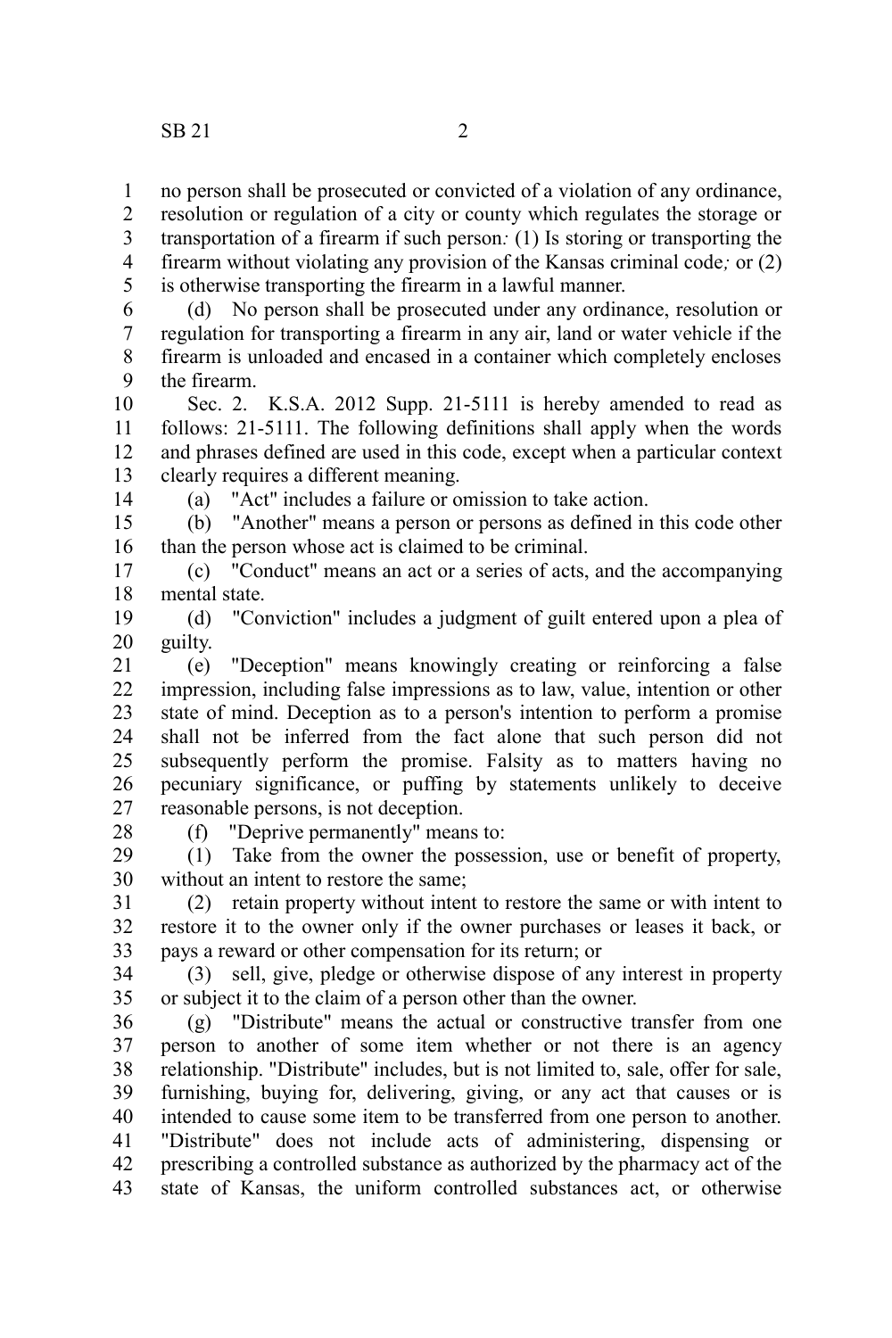no person shall be prosecuted or convicted of a violation of any ordinance, resolution or regulation of a city or county which regulates the storage or transportation of a firearm if such person*:* (1) Is storing or transporting the firearm without violating any provision of the Kansas criminal code*;* or (2) is otherwise transporting the firearm in a lawful manner.

(d) No person shall be prosecuted under any ordinance, resolution or regulation for transporting a firearm in any air, land or water vehicle if the firearm is unloaded and encased in a container which completely encloses the firearm.

Sec. 2. K.S.A. 2012 Supp. 21-5111 is hereby amended to read as follows: 21-5111. The following definitions shall apply when the words and phrases defined are used in this code, except when a particular context clearly requires a different meaning.

(a) "Act" includes a failure or omission to take action.

(b) "Another" means a person or persons as defined in this code other than the person whose act is claimed to be criminal.

(c) "Conduct" means an act or a series of acts, and the accompanying mental state.

(d) "Conviction" includes a judgment of guilt entered upon a plea of guilty.

(e) "Deception" means knowingly creating or reinforcing a false impression, including false impressions as to law, value, intention or other state of mind. Deception as to a person's intention to perform a promise shall not be inferred from the fact alone that such person did not subsequently perform the promise. Falsity as to matters having no pecuniary significance, or puffing by statements unlikely to deceive reasonable persons, is not deception.

(f) "Deprive permanently" means to:

(1) Take from the owner the possession, use or benefit of property, without an intent to restore the same;

(2) retain property without intent to restore the same or with intent to restore it to the owner only if the owner purchases or leases it back, or pays a reward or other compensation for its return; or

(3) sell, give, pledge or otherwise dispose of any interest in property or subject it to the claim of a person other than the owner.

(g) "Distribute" means the actual or constructive transfer from one person to another of some item whether or not there is an agency relationship. "Distribute" includes, but is not limited to, sale, offer for sale, furnishing, buying for, delivering, giving, or any act that causes or is intended to cause some item to be transferred from one person to another. "Distribute" does not include acts of administering, dispensing or prescribing a controlled substance as authorized by the pharmacy act of the state of Kansas, the uniform controlled substances act, or otherwise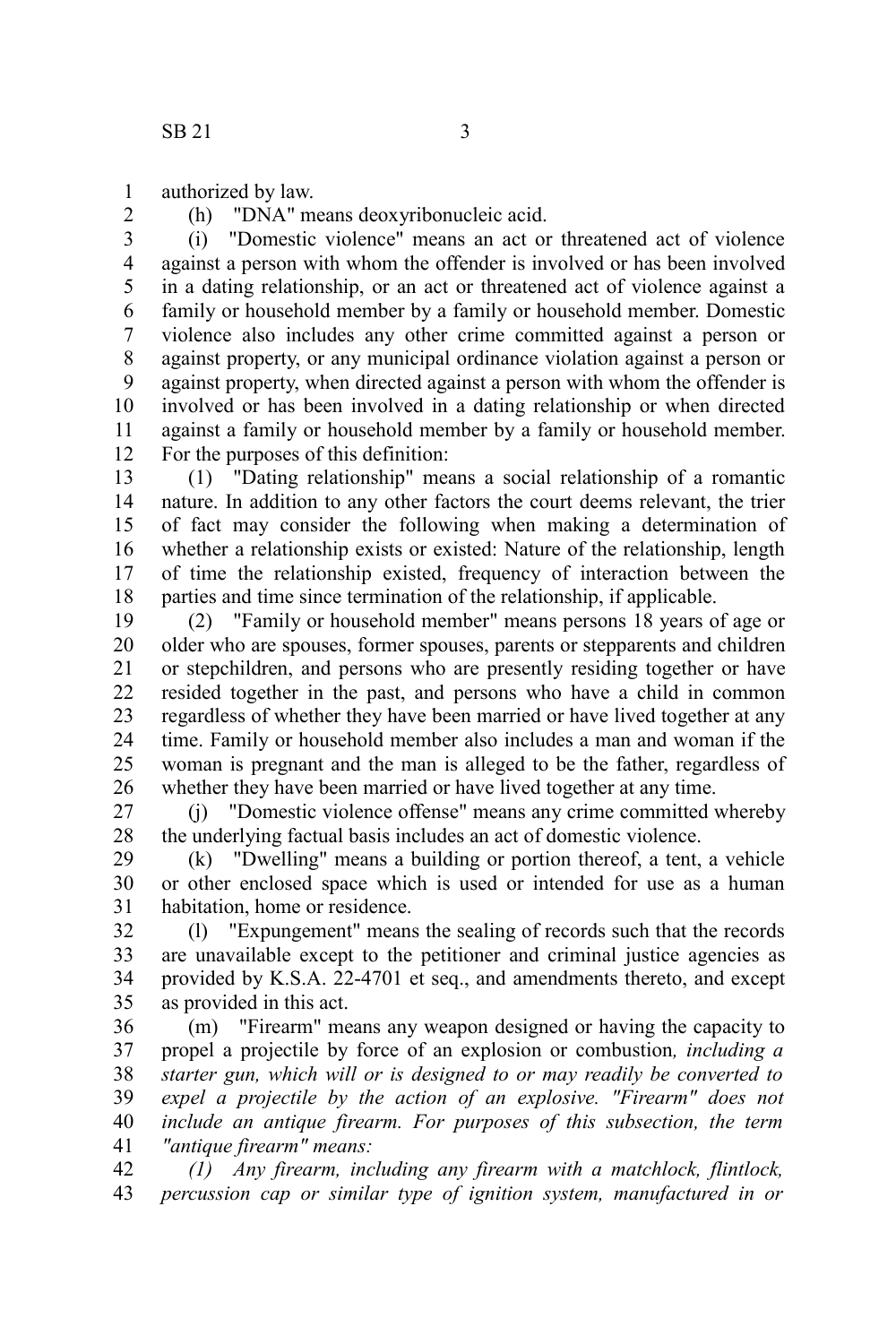authorized by law.

(h) "DNA" means deoxyribonucleic acid.

(i) "Domestic violence" means an act or threatened act of violence against a person with whom the offender is involved or has been involved in a dating relationship, or an act or threatened act of violence against a family or household member by a family or household member. Domestic violence also includes any other crime committed against a person or against property, or any municipal ordinance violation against a person or against property, when directed against a person with whom the offender is involved or has been involved in a dating relationship or when directed against a family or household member by a family or household member. For the purposes of this definition:

(1) "Dating relationship" means a social relationship of a romantic nature. In addition to any other factors the court deems relevant, the trier of fact may consider the following when making a determination of whether a relationship exists or existed: Nature of the relationship, length of time the relationship existed, frequency of interaction between the parties and time since termination of the relationship, if applicable.

(2) "Family or household member" means persons 18 years of age or older who are spouses, former spouses, parents or stepparents and children or stepchildren, and persons who are presently residing together or have resided together in the past, and persons who have a child in common regardless of whether they have been married or have lived together at any time. Family or household member also includes a man and woman if the woman is pregnant and the man is alleged to be the father, regardless of whether they have been married or have lived together at any time.

(j) "Domestic violence offense" means any crime committed whereby the underlying factual basis includes an act of domestic violence.

(k) "Dwelling" means a building or portion thereof, a tent, a vehicle or other enclosed space which is used or intended for use as a human habitation, home or residence.

(l) "Expungement" means the sealing of records such that the records are unavailable except to the petitioner and criminal justice agencies as provided by K.S.A. 22-4701 et seq., and amendments thereto, and except as provided in this act.

(m) "Firearm" means any weapon designed or having the capacity to propel a projectile by force of an explosion or combustion*, including a starter gun, which will or is designed to or may readily be converted to expel a projectile by the action of an explosive. "Firearm" does not include an antique firearm. For purposes of this subsection, the term "antique firearm" means:*

*(1) Any firearm, including any firearm with a matchlock, flintlock, percussion cap or similar type of ignition system, manufactured in or*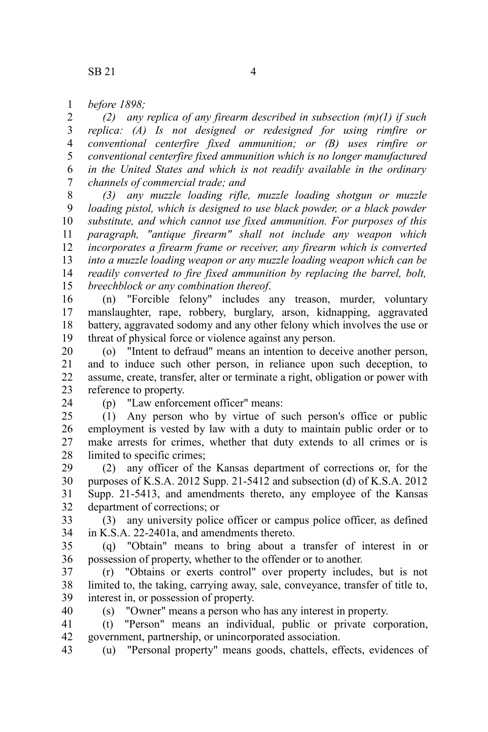*before 1898;*

*(2) any replica of any firearm described in subsection (m)(1) if such replica: (A) Is not designed or redesigned for using rimfire or conventional centerfire fixed ammunition; or (B) uses rimfire or conventional centerfire fixed ammunition which is no longer manufactured in the United States and which is not readily available in the ordinary channels of commercial trade; and*

*(3) any muzzle loading rifle, muzzle loading shotgun or muzzle loading pistol, which is designed to use black powder, or a black powder substitute, and which cannot use fixed ammunition. For purposes of this paragraph, "antique firearm" shall not include any weapon which incorporates a firearm frame or receiver, any firearm which is converted into a muzzle loading weapon or any muzzle loading weapon which can be readily converted to fire fixed ammunition by replacing the barrel, bolt, breechblock or any combination thereof.*

(n) "Forcible felony" includes any treason, murder, voluntary manslaughter, rape, robbery, burglary, arson, kidnapping, aggravated battery, aggravated sodomy and any other felony which involves the use or threat of physical force or violence against any person.

(o) "Intent to defraud" means an intention to deceive another person, and to induce such other person, in reliance upon such deception, to assume, create, transfer, alter or terminate a right, obligation or power with reference to property.

(p) "Law enforcement officer" means:

(1) Any person who by virtue of such person's office or public employment is vested by law with a duty to maintain public order or to make arrests for crimes, whether that duty extends to all crimes or is limited to specific crimes;

(2) any officer of the Kansas department of corrections or, for the purposes of K.S.A. 2012 Supp. 21-5412 and subsection (d) of K.S.A. 2012 Supp. 21-5413, and amendments thereto, any employee of the Kansas department of corrections; or

(3) any university police officer or campus police officer, as defined in K.S.A. 22-2401a, and amendments thereto.

(q) "Obtain" means to bring about a transfer of interest in or possession of property, whether to the offender or to another.

(r) "Obtains or exerts control" over property includes, but is not limited to, the taking, carrying away, sale, conveyance, transfer of title to, interest in, or possession of property.

(s) "Owner" means a person who has any interest in property.

(t) "Person" means an individual, public or private corporation, government, partnership, or unincorporated association.

(u) "Personal property" means goods, chattels, effects, evidences of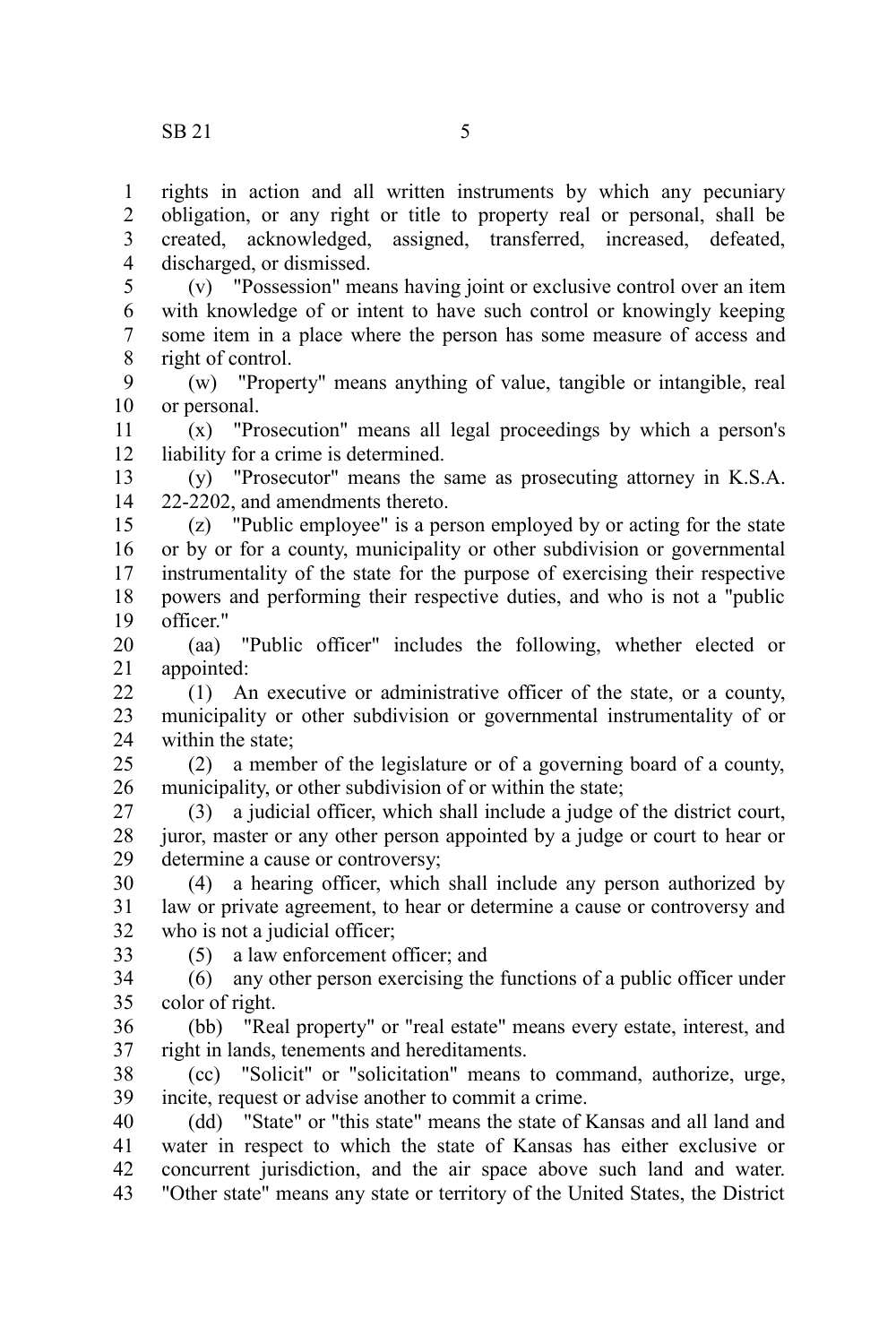rights in action and all written instruments by which any pecuniary obligation, or any right or title to property real or personal, shall be created, acknowledged, assigned, transferred, increased, defeated, discharged, or dismissed.

(v) "Possession" means having joint or exclusive control over an item with knowledge of or intent to have such control or knowingly keeping some item in a place where the person has some measure of access and right of control.

(w) "Property" means anything of value, tangible or intangible, real or personal.

(x) "Prosecution" means all legal proceedings by which a person's liability for a crime is determined.

(y) "Prosecutor" means the same as prosecuting attorney in K.S.A. 22-2202, and amendments thereto.

(z) "Public employee" is a person employed by or acting for the state or by or for a county, municipality or other subdivision or governmental instrumentality of the state for the purpose of exercising their respective powers and performing their respective duties, and who is not a "public officer."

(aa) "Public officer" includes the following, whether elected or appointed:

(1) An executive or administrative officer of the state, or a county, municipality or other subdivision or governmental instrumentality of or within the state;

(2) a member of the legislature or of a governing board of a county, municipality, or other subdivision of or within the state;

(3) a judicial officer, which shall include a judge of the district court, juror, master or any other person appointed by a judge or court to hear or determine a cause or controversy;

(4) a hearing officer, which shall include any person authorized by law or private agreement, to hear or determine a cause or controversy and who is not a judicial officer;

(5) a law enforcement officer; and

(6) any other person exercising the functions of a public officer under color of right.

(bb) "Real property" or "real estate" means every estate, interest, and right in lands, tenements and hereditaments.

(cc) "Solicit" or "solicitation" means to command, authorize, urge, incite, request or advise another to commit a crime.

(dd) "State" or "this state" means the state of Kansas and all land and water in respect to which the state of Kansas has either exclusive or concurrent jurisdiction, and the air space above such land and water. "Other state" means any state or territory of the United States, the District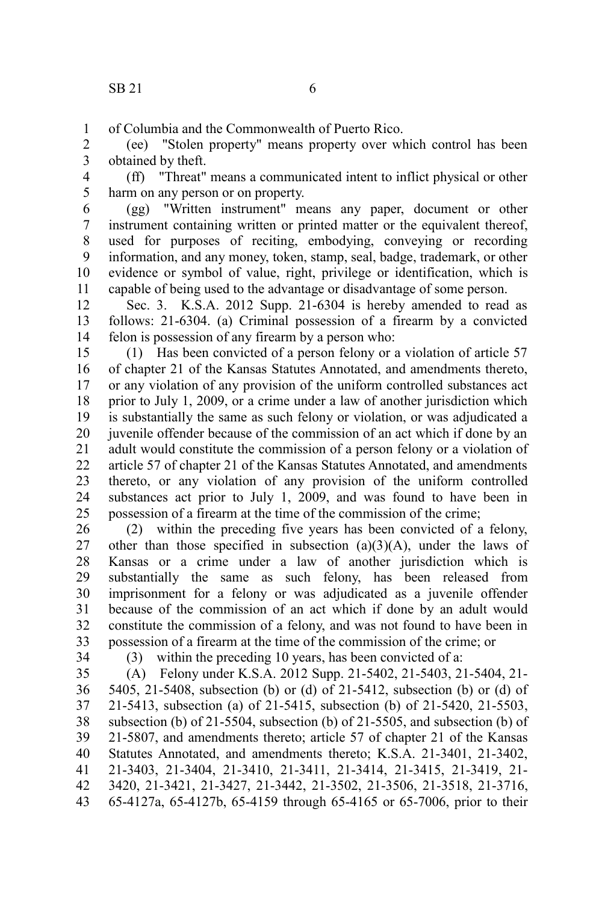of Columbia and the Commonwealth of Puerto Rico.

(ee) "Stolen property" means property over which control has been obtained by theft.

(ff) "Threat" means a communicated intent to inflict physical or other harm on any person or on property.

(gg) "Written instrument" means any paper, document or other instrument containing written or printed matter or the equivalent thereof, used for purposes of reciting, embodying, conveying or recording information, and any money, token, stamp, seal, badge, trademark, or other evidence or symbol of value, right, privilege or identification, which is capable of being used to the advantage or disadvantage of some person.

Sec. 3. K.S.A. 2012 Supp. 21-6304 is hereby amended to read as follows: 21-6304. (a) Criminal possession of a firearm by a convicted felon is possession of any firearm by a person who:

(1) Has been convicted of a person felony or a violation of article 57 of chapter 21 of the Kansas Statutes Annotated, and amendments thereto, or any violation of any provision of the uniform controlled substances act prior to July 1, 2009, or a crime under a law of another jurisdiction which is substantially the same as such felony or violation, or was adjudicated a juvenile offender because of the commission of an act which if done by an adult would constitute the commission of a person felony or a violation of article 57 of chapter 21 of the Kansas Statutes Annotated, and amendments thereto, or any violation of any provision of the uniform controlled substances act prior to July 1, 2009, and was found to have been in possession of a firearm at the time of the commission of the crime;

(2) within the preceding five years has been convicted of a felony, other than those specified in subsection (a)(3)(A), under the laws of Kansas or a crime under a law of another jurisdiction which is substantially the same as such felony, has been released from imprisonment for a felony or was adjudicated as a juvenile offender because of the commission of an act which if done by an adult would constitute the commission of a felony, and was not found to have been in possession of a firearm at the time of the commission of the crime; or

(3) within the preceding 10 years, has been convicted of a:

(A) Felony under K.S.A. 2012 Supp. 21-5402, 21-5403, 21-5404, 21-5405, 21-5408, subsection (b) or (d) of 21-5412, subsection (b) or (d) of 21-5413, subsection (a) of 21-5415, subsection (b) of 21-5420, 21-5503, subsection (b) of 21-5504, subsection (b) of 21-5505, and subsection (b) of 21-5807, and amendments thereto; article 57 of chapter 21 of the Kansas Statutes Annotated, and amendments thereto; K.S.A. 21-3401, 21-3402, 21-3403, 21-3404, 21-3410, 21-3411, 21-3414, 21-3415, 21-3419, 21-3420, 21-3421, 21-3427, 21-3442, 21-3502, 21-3506, 21-3518, 21-3716, 65-4127a, 65-4127b, 65-4159 through 65-4165 or 65-7006, prior to their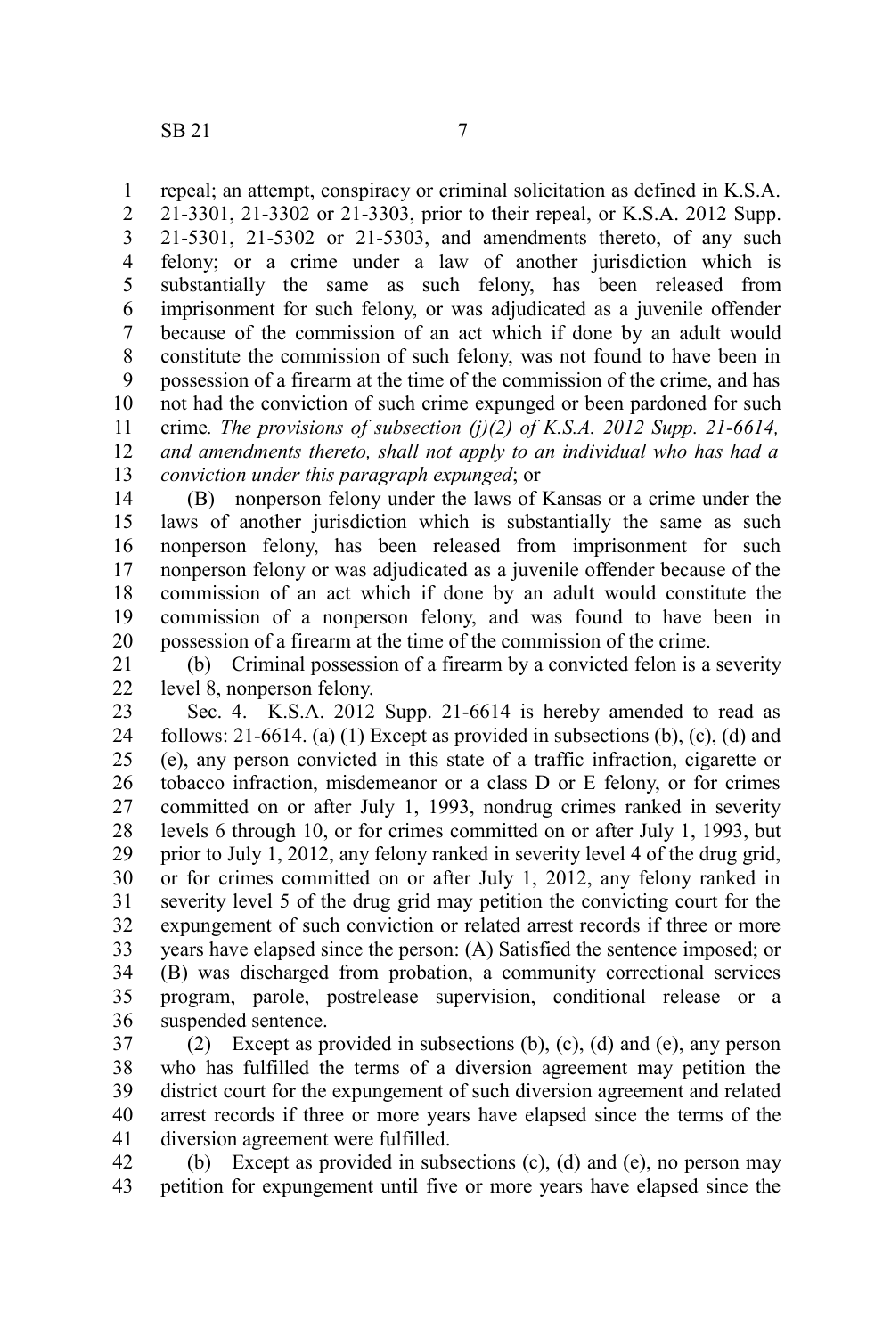repeal; an attempt, conspiracy or criminal solicitation as defined in K.S.A. 21-3301, 21-3302 or 21-3303, prior to their repeal, or K.S.A. 2012 Supp. 21-5301, 21-5302 or 21-5303, and amendments thereto, of any such felony; or a crime under a law of another jurisdiction which is substantially the same as such felony, has been released from imprisonment for such felony, or was adjudicated as a juvenile offender because of the commission of an act which if done by an adult would constitute the commission of such felony, was not found to have been in possession of a firearm at the time of the commission of the crime, and has not had the conviction of such crime expunged or been pardoned for such crime*. The provisions of subsection (j)(2) of K.S.A. 2012 Supp. 21-6614, and amendments thereto, shall not apply to an individual who has had a conviction under this paragraph expunged*; or

(B) nonperson felony under the laws of Kansas or a crime under the laws of another jurisdiction which is substantially the same as such nonperson felony, has been released from imprisonment for such nonperson felony or was adjudicated as a juvenile offender because of the commission of an act which if done by an adult would constitute the commission of a nonperson felony, and was found to have been in possession of a firearm at the time of the commission of the crime.

(b) Criminal possession of a firearm by a convicted felon is a severity level 8, nonperson felony.

Sec. 4. K.S.A. 2012 Supp. 21-6614 is hereby amended to read as follows: 21-6614. (a) (1) Except as provided in subsections (b), (c), (d) and (e), any person convicted in this state of a traffic infraction, cigarette or tobacco infraction, misdemeanor or a class D or E felony, or for crimes committed on or after July 1, 1993, nondrug crimes ranked in severity levels 6 through 10, or for crimes committed on or after July 1, 1993, but prior to July 1, 2012, any felony ranked in severity level 4 of the drug grid, or for crimes committed on or after July 1, 2012, any felony ranked in severity level 5 of the drug grid may petition the convicting court for the expungement of such conviction or related arrest records if three or more years have elapsed since the person: (A) Satisfied the sentence imposed; or (B) was discharged from probation, a community correctional services program, parole, postrelease supervision, conditional release or a suspended sentence.

(2) Except as provided in subsections (b), (c), (d) and (e), any person who has fulfilled the terms of a diversion agreement may petition the district court for the expungement of such diversion agreement and related arrest records if three or more years have elapsed since the terms of the diversion agreement were fulfilled.

(b) Except as provided in subsections (c), (d) and (e), no person may petition for expungement until five or more years have elapsed since the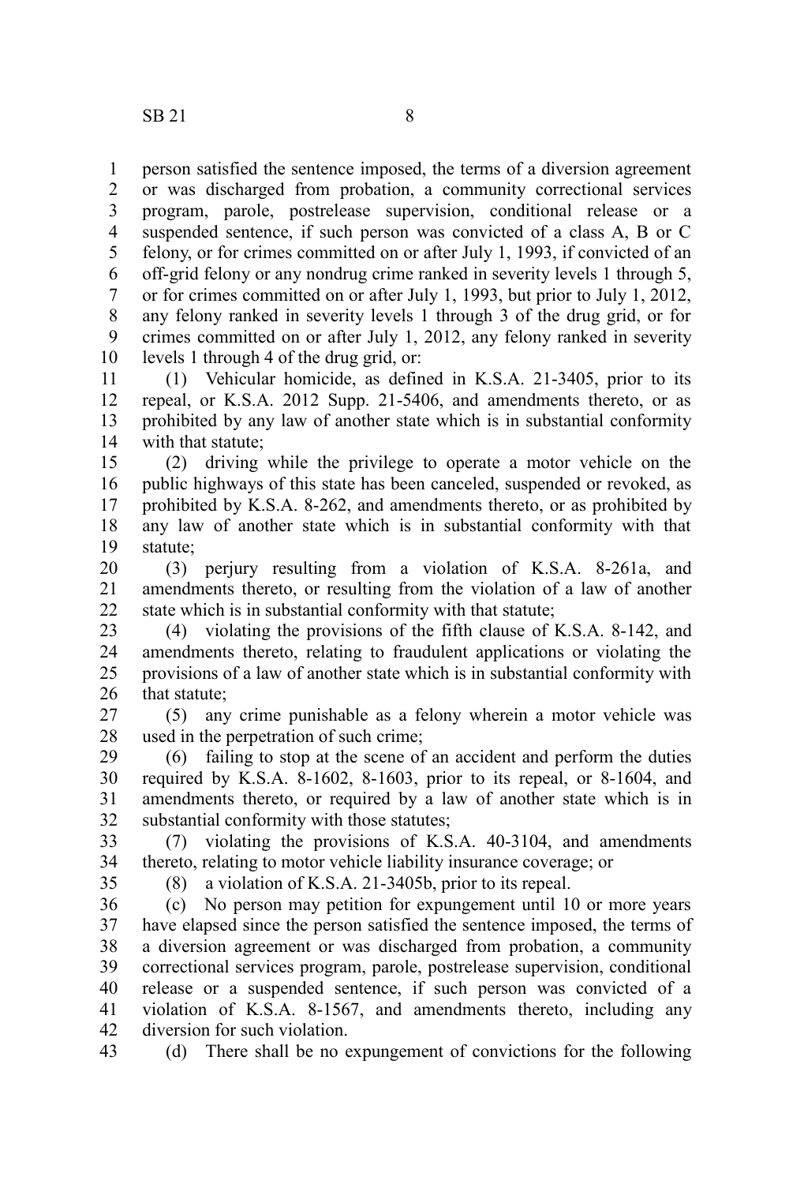person satisfied the sentence imposed, the terms of a diversion agreement or was discharged from probation, a community correctional services program, parole, postrelease supervision, conditional release or a suspended sentence, if such person was convicted of a class A, B or C felony, or for crimes committed on or after July 1, 1993, if convicted of an off-grid felony or any nondrug crime ranked in severity levels 1 through 5, or for crimes committed on or after July 1, 1993, but prior to July 1, 2012, any felony ranked in severity levels 1 through 3 of the drug grid, or for crimes committed on or after July 1, 2012, any felony ranked in severity levels 1 through 4 of the drug grid, or:

(1) Vehicular homicide, as defined in K.S.A. 21-3405, prior to its repeal, or K.S.A. 2012 Supp. 21-5406, and amendments thereto, or as prohibited by any law of another state which is in substantial conformity with that statute;

(2) driving while the privilege to operate a motor vehicle on the public highways of this state has been canceled, suspended or revoked, as prohibited by K.S.A. 8-262, and amendments thereto, or as prohibited by any law of another state which is in substantial conformity with that statute;

(3) perjury resulting from a violation of K.S.A. 8-261a, and amendments thereto, or resulting from the violation of a law of another state which is in substantial conformity with that statute;

(4) violating the provisions of the fifth clause of K.S.A. 8-142, and amendments thereto, relating to fraudulent applications or violating the provisions of a law of another state which is in substantial conformity with that statute;

(5) any crime punishable as a felony wherein a motor vehicle was used in the perpetration of such crime;

(6) failing to stop at the scene of an accident and perform the duties required by K.S.A. 8-1602, 8-1603, prior to its repeal, or 8-1604, and amendments thereto, or required by a law of another state which is in substantial conformity with those statutes;

(7) violating the provisions of K.S.A. 40-3104, and amendments thereto, relating to motor vehicle liability insurance coverage; or

(8) a violation of K.S.A. 21-3405b, prior to its repeal.

(c) No person may petition for expungement until 10 or more years have elapsed since the person satisfied the sentence imposed, the terms of a diversion agreement or was discharged from probation, a community correctional services program, parole, postrelease supervision, conditional release or a suspended sentence, if such person was convicted of a violation of K.S.A. 8-1567, and amendments thereto, including any diversion for such violation.

(d) There shall be no expungement of convictions for the following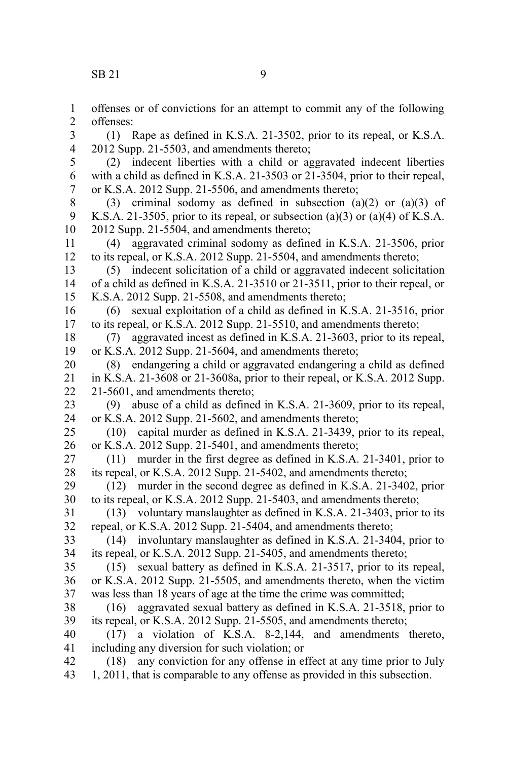offenses or of convictions for an attempt to commit any of the following offenses:

(1) Rape as defined in K.S.A. 21-3502, prior to its repeal, or K.S.A. 2012 Supp. 21-5503, and amendments thereto;

(2) indecent liberties with a child or aggravated indecent liberties with a child as defined in K.S.A. 21-3503 or 21-3504, prior to their repeal, or K.S.A. 2012 Supp. 21-5506, and amendments thereto;

(3) criminal sodomy as defined in subsection (a)(2) or (a)(3) of K.S.A. 21-3505, prior to its repeal, or subsection (a)(3) or (a)(4) of K.S.A. 2012 Supp. 21-5504, and amendments thereto;

(4) aggravated criminal sodomy as defined in K.S.A. 21-3506, prior to its repeal, or K.S.A. 2012 Supp. 21-5504, and amendments thereto;

(5) indecent solicitation of a child or aggravated indecent solicitation of a child as defined in K.S.A. 21-3510 or 21-3511, prior to their repeal, or K.S.A. 2012 Supp. 21-5508, and amendments thereto;

(6) sexual exploitation of a child as defined in K.S.A. 21-3516, prior to its repeal, or K.S.A. 2012 Supp. 21-5510, and amendments thereto;

(7) aggravated incest as defined in K.S.A. 21-3603, prior to its repeal, or K.S.A. 2012 Supp. 21-5604, and amendments thereto;

(8) endangering a child or aggravated endangering a child as defined in K.S.A. 21-3608 or 21-3608a, prior to their repeal, or K.S.A. 2012 Supp. 21-5601, and amendments thereto;

(9) abuse of a child as defined in K.S.A. 21-3609, prior to its repeal, or K.S.A. 2012 Supp. 21-5602, and amendments thereto;

(10) capital murder as defined in K.S.A. 21-3439, prior to its repeal, or K.S.A. 2012 Supp. 21-5401, and amendments thereto;

(11) murder in the first degree as defined in K.S.A. 21-3401, prior to its repeal, or K.S.A. 2012 Supp. 21-5402, and amendments thereto;

(12) murder in the second degree as defined in K.S.A. 21-3402, prior to its repeal, or K.S.A. 2012 Supp. 21-5403, and amendments thereto;

(13) voluntary manslaughter as defined in K.S.A. 21-3403, prior to its repeal, or K.S.A. 2012 Supp. 21-5404, and amendments thereto;

(14) involuntary manslaughter as defined in K.S.A. 21-3404, prior to its repeal, or K.S.A. 2012 Supp. 21-5405, and amendments thereto;

(15) sexual battery as defined in K.S.A. 21-3517, prior to its repeal, or K.S.A. 2012 Supp. 21-5505, and amendments thereto, when the victim was less than 18 years of age at the time the crime was committed;

(16) aggravated sexual battery as defined in K.S.A. 21-3518, prior to its repeal, or K.S.A. 2012 Supp. 21-5505, and amendments thereto;

(17) a violation of K.S.A. 8-2,144, and amendments thereto, including any diversion for such violation; or

(18) any conviction for any offense in effect at any time prior to July 1, 2011, that is comparable to any offense as provided in this subsection.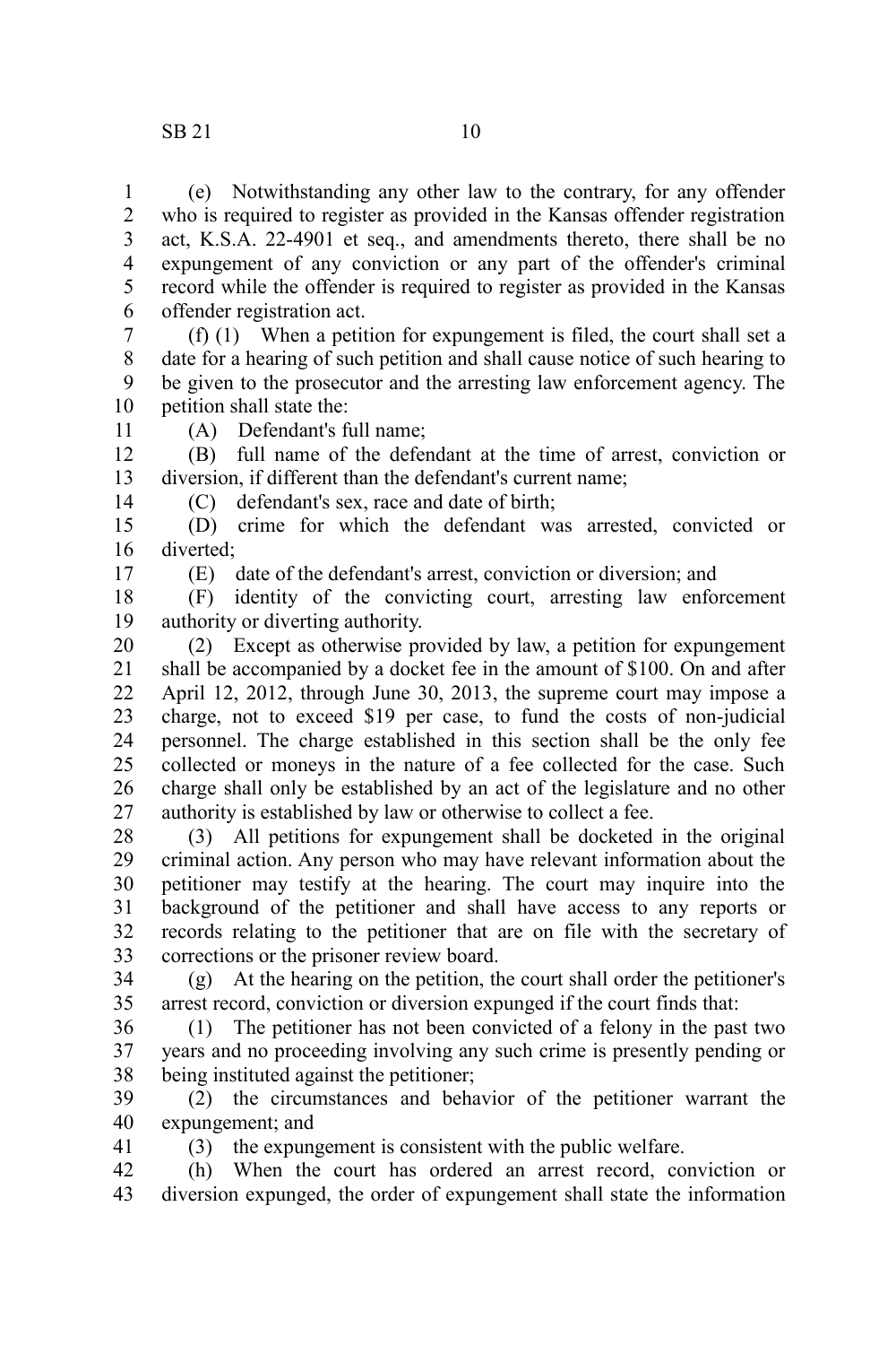(e) Notwithstanding any other law to the contrary, for any offender who is required to register as provided in the Kansas offender registration act, K.S.A. 22-4901 et seq., and amendments thereto, there shall be no expungement of any conviction or any part of the offender's criminal record while the offender is required to register as provided in the Kansas offender registration act.

(f) (1) When a petition for expungement is filed, the court shall set a date for a hearing of such petition and shall cause notice of such hearing to be given to the prosecutor and the arresting law enforcement agency. The petition shall state the:

(A) Defendant's full name;

(B) full name of the defendant at the time of arrest, conviction or diversion, if different than the defendant's current name;

(C) defendant's sex, race and date of birth;

(D) crime for which the defendant was arrested, convicted or diverted;

(E) date of the defendant's arrest, conviction or diversion; and

(F) identity of the convicting court, arresting law enforcement authority or diverting authority.

(2) Except as otherwise provided by law, a petition for expungement shall be accompanied by a docket fee in the amount of $100. On and after April 12, 2012, through June 30, 2013, the supreme court may impose a charge, not to exceed $19 per case, to fund the costs of non-judicial personnel. The charge established in this section shall be the only fee collected or moneys in the nature of a fee collected for the case. Such charge shall only be established by an act of the legislature and no other authority is established by law or otherwise to collect a fee.

(3) All petitions for expungement shall be docketed in the original criminal action. Any person who may have relevant information about the petitioner may testify at the hearing. The court may inquire into the background of the petitioner and shall have access to any reports or records relating to the petitioner that are on file with the secretary of corrections or the prisoner review board.

(g) At the hearing on the petition, the court shall order the petitioner's arrest record, conviction or diversion expunged if the court finds that:

(1) The petitioner has not been convicted of a felony in the past two years and no proceeding involving any such crime is presently pending or being instituted against the petitioner;

(2) the circumstances and behavior of the petitioner warrant the expungement; and

(3) the expungement is consistent with the public welfare.

(h) When the court has ordered an arrest record, conviction or diversion expunged, the order of expungement shall state the information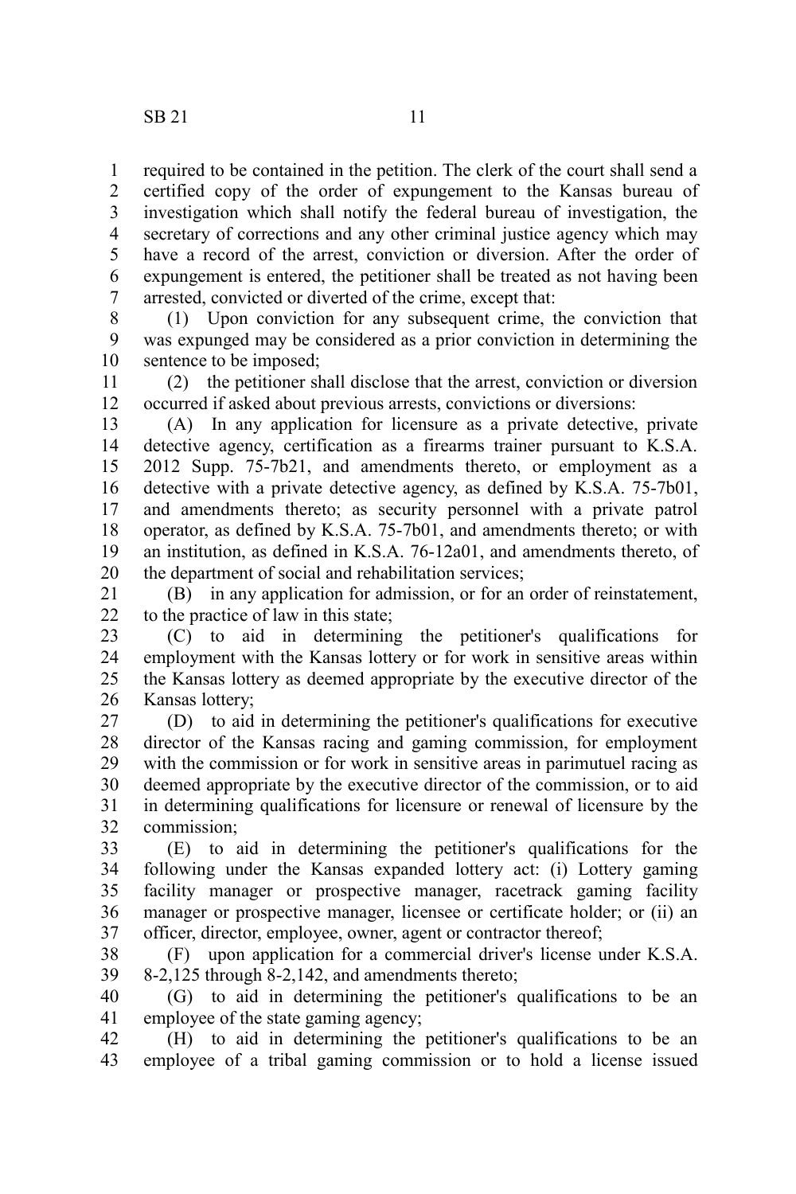required to be contained in the petition. The clerk of the court shall send a certified copy of the order of expungement to the Kansas bureau of investigation which shall notify the federal bureau of investigation, the secretary of corrections and any other criminal justice agency which may have a record of the arrest, conviction or diversion. After the order of expungement is entered, the petitioner shall be treated as not having been arrested, convicted or diverted of the crime, except that:

(1) Upon conviction for any subsequent crime, the conviction that was expunged may be considered as a prior conviction in determining the sentence to be imposed;

(2) the petitioner shall disclose that the arrest, conviction or diversion occurred if asked about previous arrests, convictions or diversions:

(A) In any application for licensure as a private detective, private detective agency, certification as a firearms trainer pursuant to K.S.A. 2012 Supp. 75-7b21, and amendments thereto, or employment as a detective with a private detective agency, as defined by K.S.A. 75-7b01, and amendments thereto; as security personnel with a private patrol operator, as defined by K.S.A. 75-7b01, and amendments thereto; or with an institution, as defined in K.S.A. 76-12a01, and amendments thereto, of the department of social and rehabilitation services;

(B) in any application for admission, or for an order of reinstatement, to the practice of law in this state;

(C) to aid in determining the petitioner's qualifications for employment with the Kansas lottery or for work in sensitive areas within the Kansas lottery as deemed appropriate by the executive director of the Kansas lottery;

(D) to aid in determining the petitioner's qualifications for executive director of the Kansas racing and gaming commission, for employment with the commission or for work in sensitive areas in parimutuel racing as deemed appropriate by the executive director of the commission, or to aid in determining qualifications for licensure or renewal of licensure by the commission;

(E) to aid in determining the petitioner's qualifications for the following under the Kansas expanded lottery act: (i) Lottery gaming facility manager or prospective manager, racetrack gaming facility manager or prospective manager, licensee or certificate holder; or (ii) an officer, director, employee, owner, agent or contractor thereof;

(F) upon application for a commercial driver's license under K.S.A. 8-2,125 through 8-2,142, and amendments thereto;

(G) to aid in determining the petitioner's qualifications to be an employee of the state gaming agency;

(H) to aid in determining the petitioner's qualifications to be an employee of a tribal gaming commission or to hold a license issued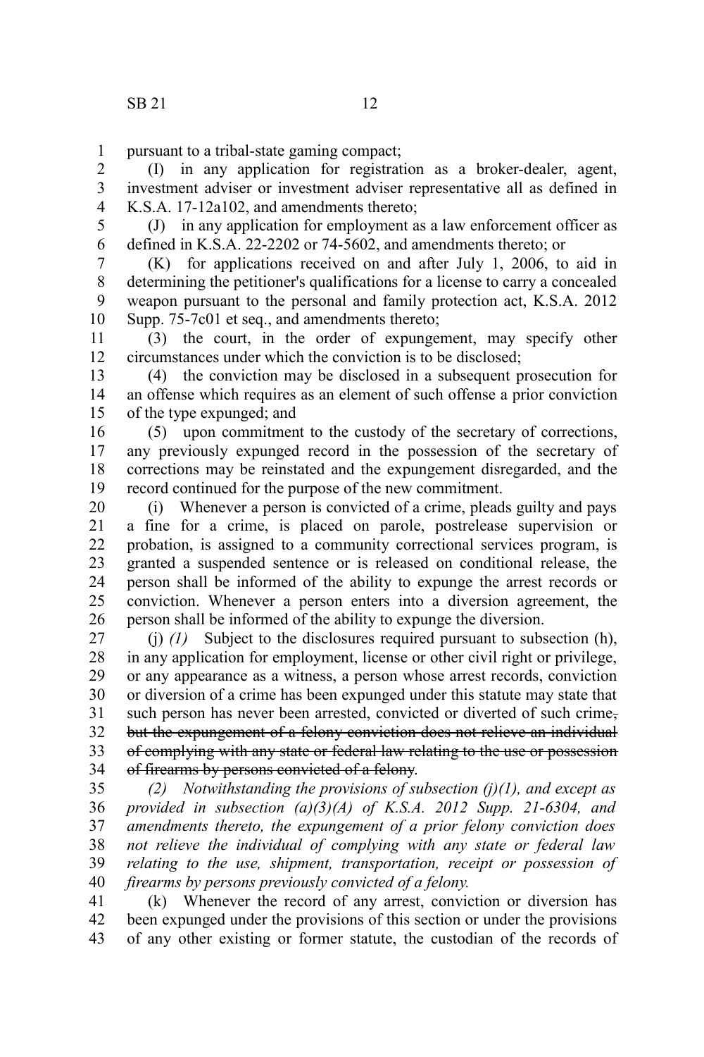pursuant to a tribal-state gaming compact;

(I) in any application for registration as a broker-dealer, agent, investment adviser or investment adviser representative all as defined in K.S.A. 17-12a102, and amendments thereto;

(J) in any application for employment as a law enforcement officer as defined in K.S.A. 22-2202 or 74-5602, and amendments thereto; or

(K) for applications received on and after July 1, 2006, to aid in determining the petitioner's qualifications for a license to carry a concealed weapon pursuant to the personal and family protection act, K.S.A. 2012 Supp. 75-7c01 et seq., and amendments thereto;

(3) the court, in the order of expungement, may specify other circumstances under which the conviction is to be disclosed;

(4) the conviction may be disclosed in a subsequent prosecution for an offense which requires as an element of such offense a prior conviction of the type expunged; and

(5) upon commitment to the custody of the secretary of corrections, any previously expunged record in the possession of the secretary of corrections may be reinstated and the expungement disregarded, and the record continued for the purpose of the new commitment.

(i) Whenever a person is convicted of a crime, pleads guilty and pays a fine for a crime, is placed on parole, postrelease supervision or probation, is assigned to a community correctional services program, is granted a suspended sentence or is released on conditional release, the person shall be informed of the ability to expunge the arrest records or conviction. Whenever a person enters into a diversion agreement, the person shall be informed of the ability to expunge the diversion.

(j) *(1)* Subject to the disclosures required pursuant to subsection (h), in any application for employment, license or other civil right or privilege, or any appearance as a witness, a person whose arrest records, conviction or diversion of a crime has been expunged under this statute may state that such person has never been arrested, convicted or diverted of such crime~~, but the expungement of a felony conviction does not relieve an individual of complying with any state or federal law relating to the use or possession of firearms by persons convicted of a felony~~.

*(2) Notwithstanding the provisions of subsection (j)(1), and except as provided in subsection (a)(3)(A) of K.S.A. 2012 Supp. 21-6304, and amendments thereto, the expungement of a prior felony conviction does not relieve the individual of complying with any state or federal law relating to the use, shipment, transportation, receipt or possession of firearms by persons previously convicted of a felony.*

(k) Whenever the record of any arrest, conviction or diversion has been expunged under the provisions of this section or under the provisions of any other existing or former statute, the custodian of the records of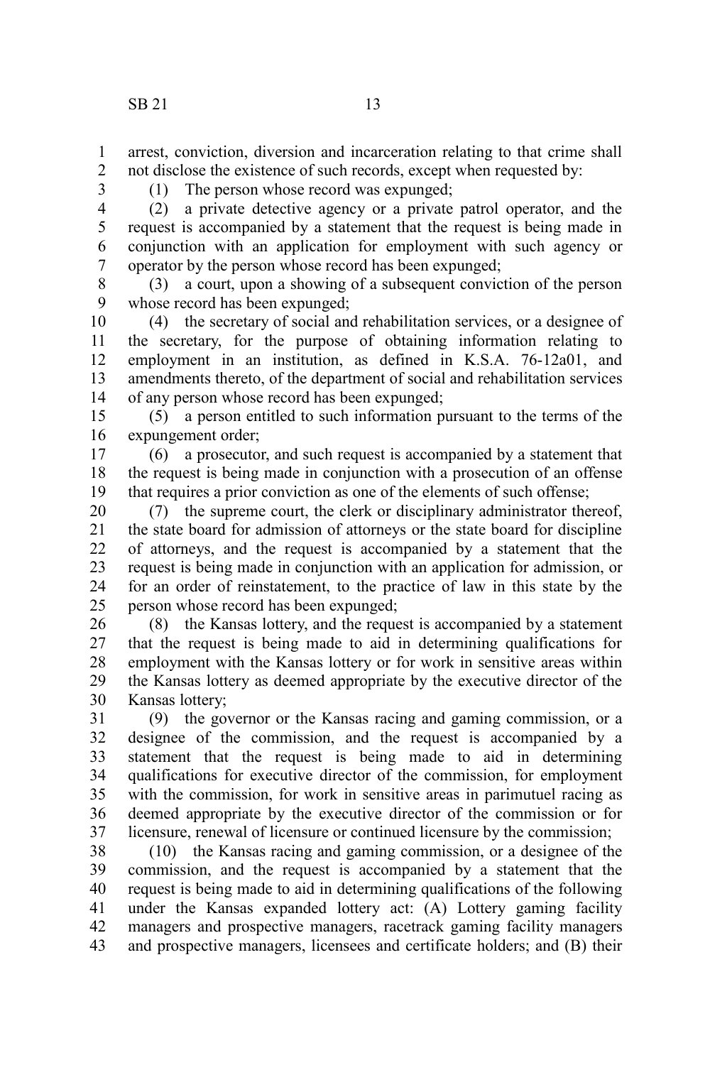arrest, conviction, diversion and incarceration relating to that crime shall not disclose the existence of such records, except when requested by:

(1) The person whose record was expunged;

(2) a private detective agency or a private patrol operator, and the request is accompanied by a statement that the request is being made in conjunction with an application for employment with such agency or operator by the person whose record has been expunged;

(3) a court, upon a showing of a subsequent conviction of the person whose record has been expunged;

(4) the secretary of social and rehabilitation services, or a designee of the secretary, for the purpose of obtaining information relating to employment in an institution, as defined in K.S.A. 76-12a01, and amendments thereto, of the department of social and rehabilitation services of any person whose record has been expunged;

(5) a person entitled to such information pursuant to the terms of the expungement order;

(6) a prosecutor, and such request is accompanied by a statement that the request is being made in conjunction with a prosecution of an offense that requires a prior conviction as one of the elements of such offense;

(7) the supreme court, the clerk or disciplinary administrator thereof, the state board for admission of attorneys or the state board for discipline of attorneys, and the request is accompanied by a statement that the request is being made in conjunction with an application for admission, or for an order of reinstatement, to the practice of law in this state by the person whose record has been expunged;

(8) the Kansas lottery, and the request is accompanied by a statement that the request is being made to aid in determining qualifications for employment with the Kansas lottery or for work in sensitive areas within the Kansas lottery as deemed appropriate by the executive director of the Kansas lottery;

(9) the governor or the Kansas racing and gaming commission, or a designee of the commission, and the request is accompanied by a statement that the request is being made to aid in determining qualifications for executive director of the commission, for employment with the commission, for work in sensitive areas in parimutuel racing as deemed appropriate by the executive director of the commission or for licensure, renewal of licensure or continued licensure by the commission;

(10) the Kansas racing and gaming commission, or a designee of the commission, and the request is accompanied by a statement that the request is being made to aid in determining qualifications of the following under the Kansas expanded lottery act: (A) Lottery gaming facility managers and prospective managers, racetrack gaming facility managers and prospective managers, licensees and certificate holders; and (B) their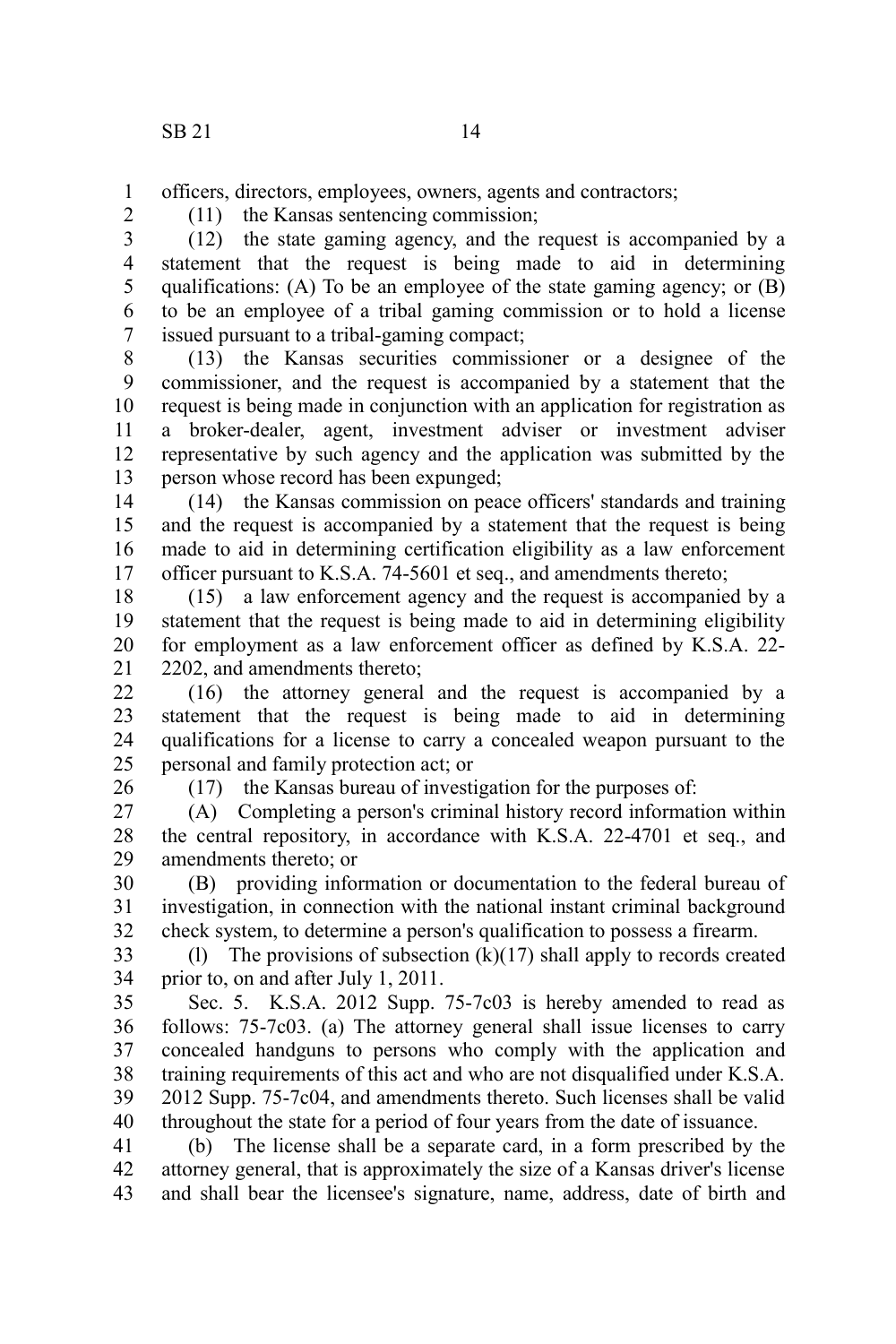officers, directors, employees, owners, agents and contractors;

(11) the Kansas sentencing commission;

(12) the state gaming agency, and the request is accompanied by a statement that the request is being made to aid in determining qualifications: (A) To be an employee of the state gaming agency; or (B) to be an employee of a tribal gaming commission or to hold a license issued pursuant to a tribal-gaming compact;

(13) the Kansas securities commissioner or a designee of the commissioner, and the request is accompanied by a statement that the request is being made in conjunction with an application for registration as a broker-dealer, agent, investment adviser or investment adviser representative by such agency and the application was submitted by the person whose record has been expunged;

(14) the Kansas commission on peace officers' standards and training and the request is accompanied by a statement that the request is being made to aid in determining certification eligibility as a law enforcement officer pursuant to K.S.A. 74-5601 et seq., and amendments thereto;

(15) a law enforcement agency and the request is accompanied by a statement that the request is being made to aid in determining eligibility for employment as a law enforcement officer as defined by K.S.A. 22-2202, and amendments thereto;

(16) the attorney general and the request is accompanied by a statement that the request is being made to aid in determining qualifications for a license to carry a concealed weapon pursuant to the personal and family protection act; or

(17) the Kansas bureau of investigation for the purposes of:

(A) Completing a person's criminal history record information within the central repository, in accordance with K.S.A. 22-4701 et seq., and amendments thereto; or

(B) providing information or documentation to the federal bureau of investigation, in connection with the national instant criminal background check system, to determine a person's qualification to possess a firearm.

(l) The provisions of subsection (k)(17) shall apply to records created prior to, on and after July 1, 2011.

Sec. 5. K.S.A. 2012 Supp. 75-7c03 is hereby amended to read as follows: 75-7c03. (a) The attorney general shall issue licenses to carry concealed handguns to persons who comply with the application and training requirements of this act and who are not disqualified under K.S.A. 2012 Supp. 75-7c04, and amendments thereto. Such licenses shall be valid throughout the state for a period of four years from the date of issuance.

(b) The license shall be a separate card, in a form prescribed by the attorney general, that is approximately the size of a Kansas driver's license and shall bear the licensee's signature, name, address, date of birth and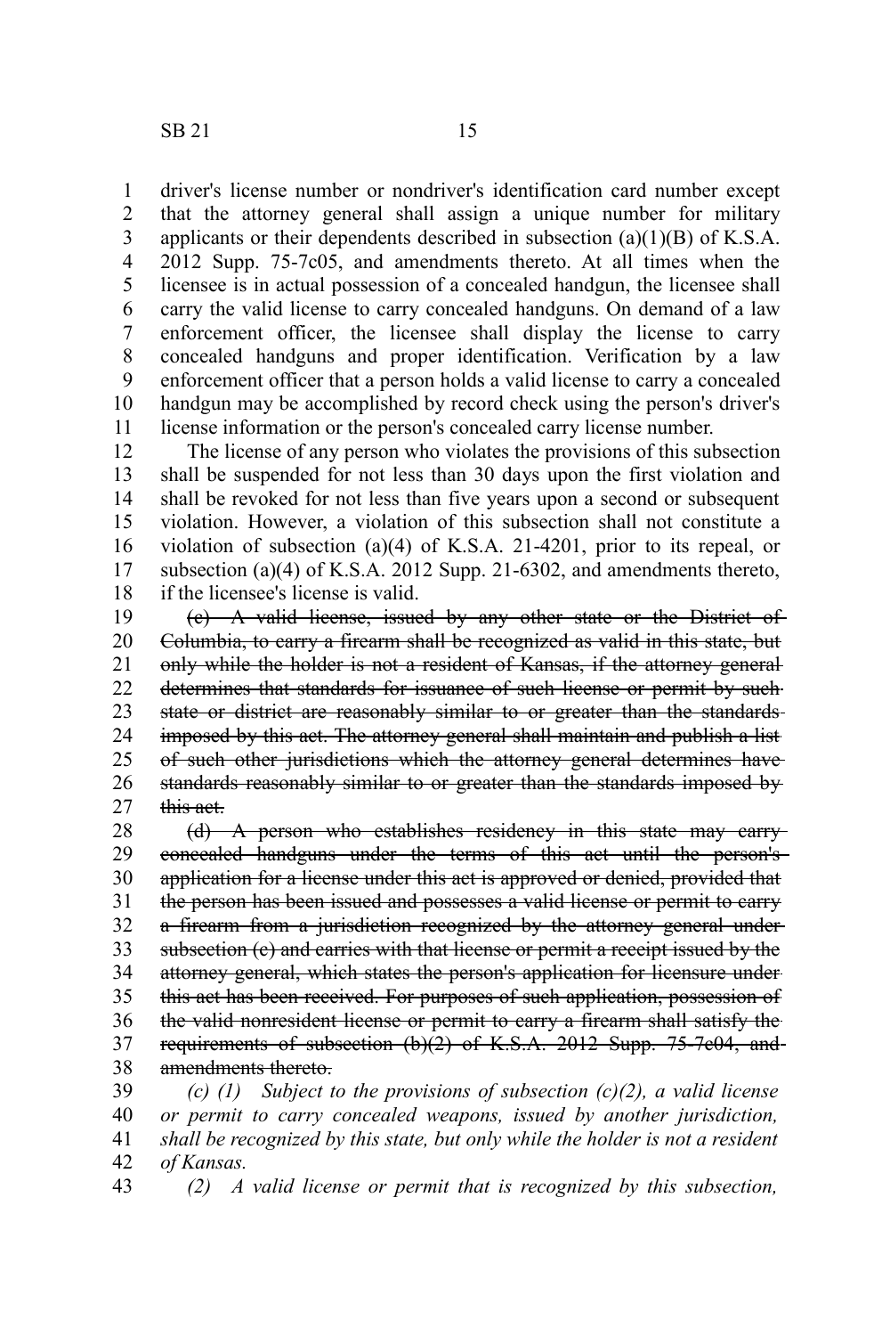driver's license number or nondriver's identification card number except that the attorney general shall assign a unique number for military applicants or their dependents described in subsection (a)(1)(B) of K.S.A. 2012 Supp. 75-7c05, and amendments thereto. At all times when the licensee is in actual possession of a concealed handgun, the licensee shall carry the valid license to carry concealed handguns. On demand of a law enforcement officer, the licensee shall display the license to carry concealed handguns and proper identification. Verification by a law enforcement officer that a person holds a valid license to carry a concealed handgun may be accomplished by record check using the person's driver's license information or the person's concealed carry license number.

The license of any person who violates the provisions of this subsection shall be suspended for not less than 30 days upon the first violation and shall be revoked for not less than five years upon a second or subsequent violation. However, a violation of this subsection shall not constitute a violation of subsection (a)(4) of K.S.A. 21-4201, prior to its repeal, or subsection (a)(4) of K.S.A. 2012 Supp. 21-6302, and amendments thereto, if the licensee's license is valid.

~~(c) A valid license, issued by any other state or the District of Columbia, to carry a firearm shall be recognized as valid in this state, but only while the holder is not a resident of Kansas, if the attorney general determines that standards for issuance of such license or permit by such state or district are reasonably similar to or greater than the standards imposed by this act. The attorney general shall maintain and publish a list of such other jurisdictions which the attorney general determines have standards reasonably similar to or greater than the standards imposed by this act.~~

~~(d) A person who establishes residency in this state may carry concealed handguns under the terms of this act until the person's application for a license under this act is approved or denied, provided that the person has been issued and possesses a valid license or permit to carry a firearm from a jurisdiction recognized by the attorney general under subsection (c) and carries with that license or permit a receipt issued by the attorney general, which states the person's application for licensure under this act has been received. For purposes of such application, possession of the valid nonresident license or permit to carry a firearm shall satisfy the requirements of subsection (b)(2) of K.S.A. 2012 Supp. 75-7c04, and amendments thereto.~~

*(c) (1) Subject to the provisions of subsection (c)(2), a valid license or permit to carry concealed weapons, issued by another jurisdiction, shall be recognized by this state, but only while the holder is not a resident of Kansas.*

*(2) A valid license or permit that is recognized by this subsection,*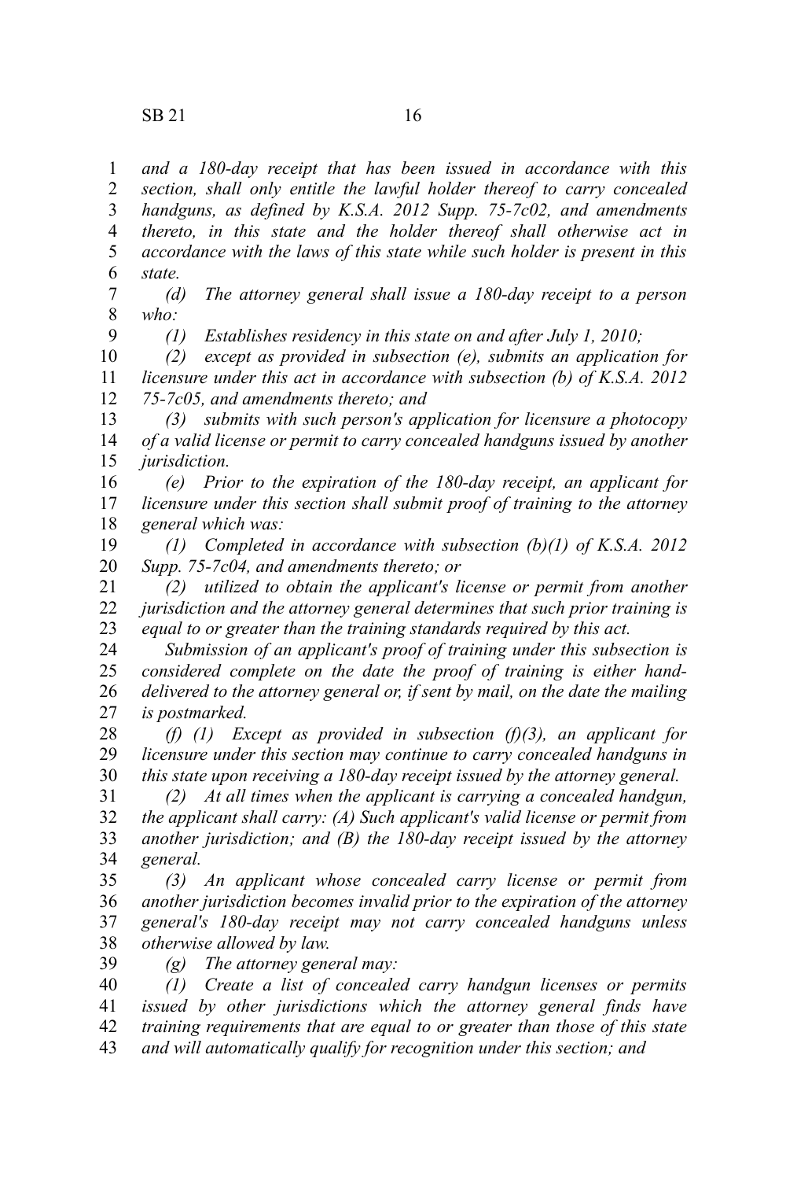*and a 180-day receipt that has been issued in accordance with this section, shall only entitle the lawful holder thereof to carry concealed handguns, as defined by K.S.A. 2012 Supp. 75-7c02, and amendments thereto, in this state and the holder thereof shall otherwise act in accordance with the laws of this state while such holder is present in this state.*

*(d) The attorney general shall issue a 180-day receipt to a person who:*

*(1) Establishes residency in this state on and after July 1, 2010;*

*(2) except as provided in subsection (e), submits an application for licensure under this act in accordance with subsection (b) of K.S.A. 2012 75-7c05, and amendments thereto; and*

*(3) submits with such person's application for licensure a photocopy of a valid license or permit to carry concealed handguns issued by another jurisdiction.*

*(e) Prior to the expiration of the 180-day receipt, an applicant for licensure under this section shall submit proof of training to the attorney general which was:*

*(1) Completed in accordance with subsection (b)(1) of K.S.A. 2012 Supp. 75-7c04, and amendments thereto; or*

*(2) utilized to obtain the applicant's license or permit from another jurisdiction and the attorney general determines that such prior training is equal to or greater than the training standards required by this act.*

*Submission of an applicant's proof of training under this subsection is considered complete on the date the proof of training is either hand-delivered to the attorney general or, if sent by mail, on the date the mailing is postmarked.*

*(f) (1) Except as provided in subsection (f)(3), an applicant for licensure under this section may continue to carry concealed handguns in this state upon receiving a 180-day receipt issued by the attorney general.*

*(2) At all times when the applicant is carrying a concealed handgun, the applicant shall carry: (A) Such applicant's valid license or permit from another jurisdiction; and (B) the 180-day receipt issued by the attorney general.*

*(3) An applicant whose concealed carry license or permit from another jurisdiction becomes invalid prior to the expiration of the attorney general's 180-day receipt may not carry concealed handguns unless otherwise allowed by law.*

*(g) The attorney general may:*

*(1) Create a list of concealed carry handgun licenses or permits issued by other jurisdictions which the attorney general finds have training requirements that are equal to or greater than those of this state and will automatically qualify for recognition under this section; and*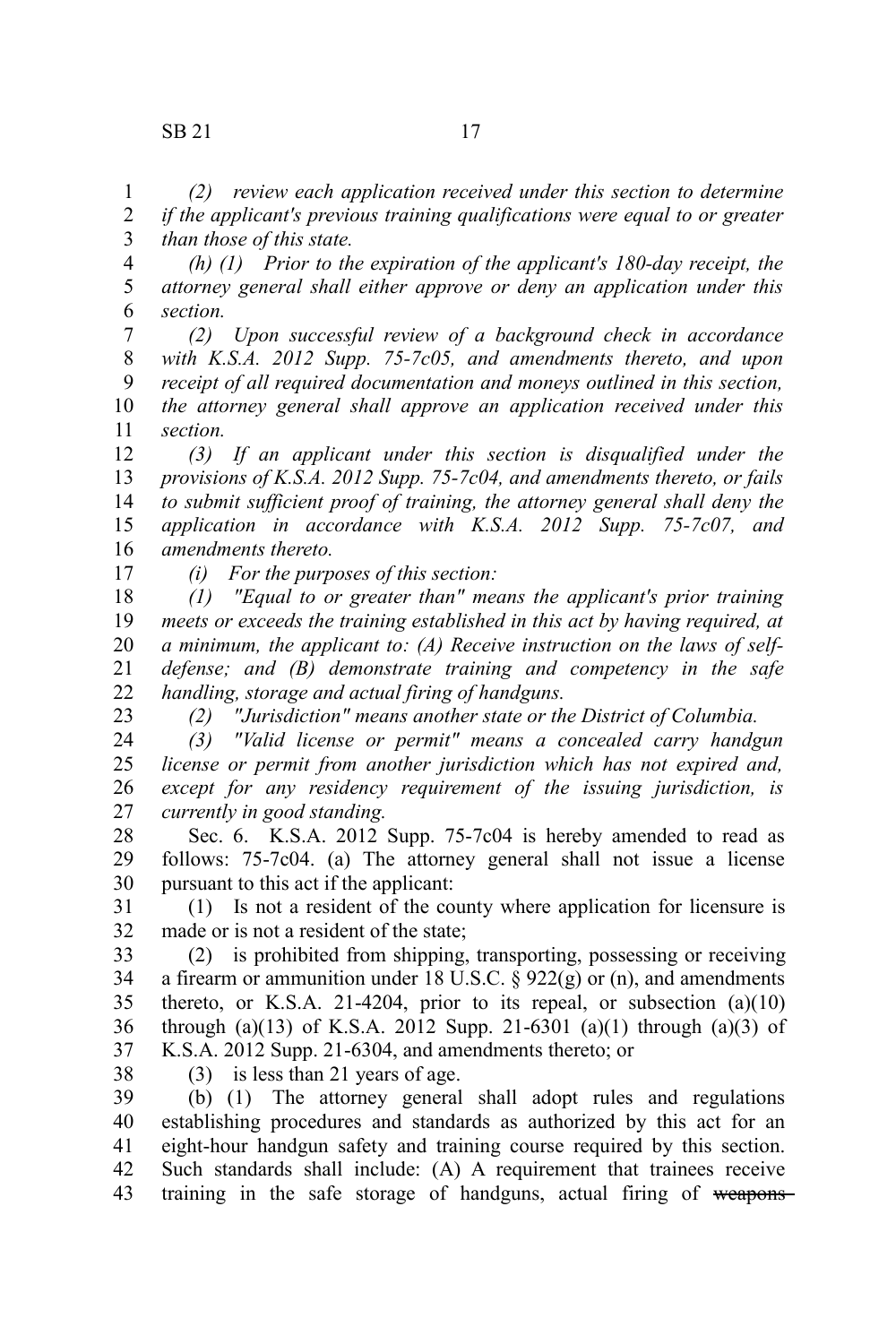*(2) review each application received under this section to determine if the applicant's previous training qualifications were equal to or greater than those of this state.*

*(h) (1) Prior to the expiration of the applicant's 180-day receipt, the attorney general shall either approve or deny an application under this section.*

*(2) Upon successful review of a background check in accordance with K.S.A. 2012 Supp. 75-7c05, and amendments thereto, and upon receipt of all required documentation and moneys outlined in this section, the attorney general shall approve an application received under this section.*

*(3) If an applicant under this section is disqualified under the provisions of K.S.A. 2012 Supp. 75-7c04, and amendments thereto, or fails to submit sufficient proof of training, the attorney general shall deny the application in accordance with K.S.A. 2012 Supp. 75-7c07, and amendments thereto.*

*(i) For the purposes of this section:*

*(1) "Equal to or greater than" means the applicant's prior training meets or exceeds the training established in this act by having required, at a minimum, the applicant to: (A) Receive instruction on the laws of self-defense; and (B) demonstrate training and competency in the safe handling, storage and actual firing of handguns.*

*(2) "Jurisdiction" means another state or the District of Columbia.*

*(3) "Valid license or permit" means a concealed carry handgun license or permit from another jurisdiction which has not expired and, except for any residency requirement of the issuing jurisdiction, is currently in good standing.*

Sec. 6. K.S.A. 2012 Supp. 75-7c04 is hereby amended to read as follows: 75-7c04. (a) The attorney general shall not issue a license pursuant to this act if the applicant:

(1) Is not a resident of the county where application for licensure is made or is not a resident of the state;

(2) is prohibited from shipping, transporting, possessing or receiving a firearm or ammunition under 18 U.S.C. § 922(g) or (n), and amendments thereto, or K.S.A. 21-4204, prior to its repeal, or subsection (a)(10) through (a)(13) of K.S.A. 2012 Supp. 21-6301 (a)(1) through (a)(3) of K.S.A. 2012 Supp. 21-6304, and amendments thereto; or

(3) is less than 21 years of age.

(b) (1) The attorney general shall adopt rules and regulations establishing procedures and standards as authorized by this act for an eight-hour handgun safety and training course required by this section. Such standards shall include: (A) A requirement that trainees receive training in the safe storage of handguns, actual firing of ~~weapons~~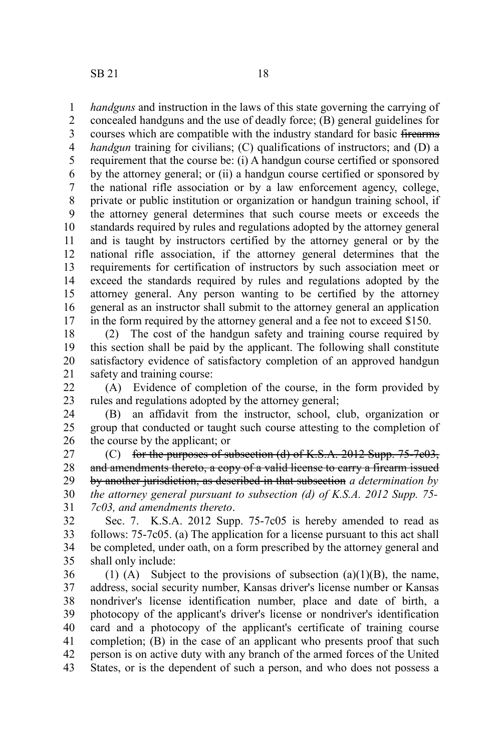*handguns* and instruction in the laws of this state governing the carrying of concealed handguns and the use of deadly force; (B) general guidelines for courses which are compatible with the industry standard for basic ~~firearms~~ *handgun* training for civilians; (C) qualifications of instructors; and (D) a requirement that the course be: (i) A handgun course certified or sponsored by the attorney general; or (ii) a handgun course certified or sponsored by the national rifle association or by a law enforcement agency, college, private or public institution or organization or handgun training school, if the attorney general determines that such course meets or exceeds the standards required by rules and regulations adopted by the attorney general and is taught by instructors certified by the attorney general or by the national rifle association, if the attorney general determines that the requirements for certification of instructors by such association meet or exceed the standards required by rules and regulations adopted by the attorney general. Any person wanting to be certified by the attorney general as an instructor shall submit to the attorney general an application in the form required by the attorney general and a fee not to exceed $150.

(2) The cost of the handgun safety and training course required by this section shall be paid by the applicant. The following shall constitute satisfactory evidence of satisfactory completion of an approved handgun safety and training course:

(A) Evidence of completion of the course, in the form provided by rules and regulations adopted by the attorney general;

(B) an affidavit from the instructor, school, club, organization or group that conducted or taught such course attesting to the completion of the course by the applicant; or

(C) ~~for the purposes of subsection (d) of K.S.A. 2012 Supp. 75-7c03, and amendments thereto, a copy of a valid license to carry a firearm issued by another jurisdiction, as described in that subsection~~ *a determination by the attorney general pursuant to subsection (d) of K.S.A. 2012 Supp. 75-7c03, and amendments thereto*.

Sec. 7. K.S.A. 2012 Supp. 75-7c05 is hereby amended to read as follows: 75-7c05. (a) The application for a license pursuant to this act shall be completed, under oath, on a form prescribed by the attorney general and shall only include:

(1) (A) Subject to the provisions of subsection (a)(1)(B), the name, address, social security number, Kansas driver's license number or Kansas nondriver's license identification number, place and date of birth, a photocopy of the applicant's driver's license or nondriver's identification card and a photocopy of the applicant's certificate of training course completion; (B) in the case of an applicant who presents proof that such person is on active duty with any branch of the armed forces of the United States, or is the dependent of such a person, and who does not possess a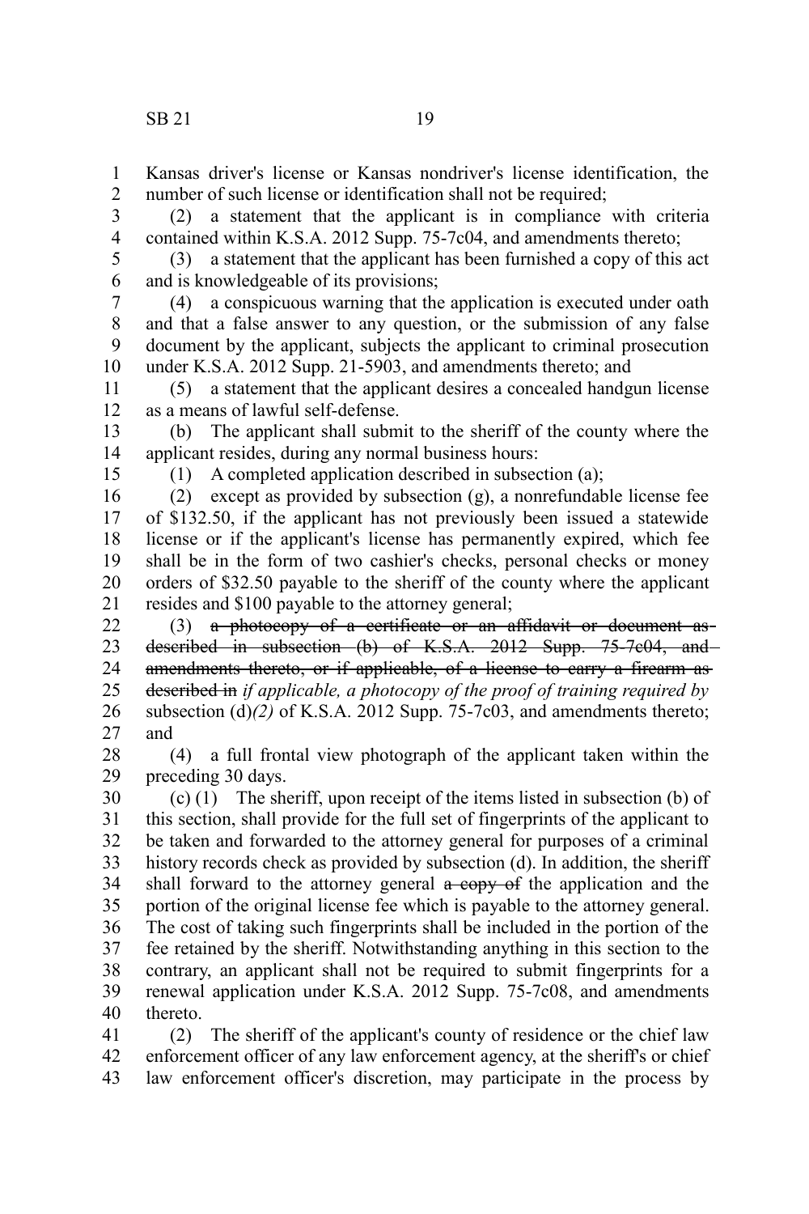Kansas driver's license or Kansas nondriver's license identification, the number of such license or identification shall not be required;

(2) a statement that the applicant is in compliance with criteria contained within K.S.A. 2012 Supp. 75-7c04, and amendments thereto;

(3) a statement that the applicant has been furnished a copy of this act and is knowledgeable of its provisions;

(4) a conspicuous warning that the application is executed under oath and that a false answer to any question, or the submission of any false document by the applicant, subjects the applicant to criminal prosecution under K.S.A. 2012 Supp. 21-5903, and amendments thereto; and

(5) a statement that the applicant desires a concealed handgun license as a means of lawful self-defense.

(b) The applicant shall submit to the sheriff of the county where the applicant resides, during any normal business hours:

(1) A completed application described in subsection (a);

(2) except as provided by subsection (g), a nonrefundable license fee of $132.50, if the applicant has not previously been issued a statewide license or if the applicant's license has permanently expired, which fee shall be in the form of two cashier's checks, personal checks or money orders of $32.50 payable to the sheriff of the county where the applicant resides and $100 payable to the attorney general;

(3) ~~a photocopy of a certificate or an affidavit or document as described in subsection (b) of K.S.A. 2012 Supp. 75-7c04, and amendments thereto, or if applicable, of a license to carry a firearm as described in~~ *if applicable, a photocopy of the proof of training required by* subsection (d)*(2)* of K.S.A. 2012 Supp. 75-7c03, and amendments thereto; and

(4) a full frontal view photograph of the applicant taken within the preceding 30 days.

(c) (1) The sheriff, upon receipt of the items listed in subsection (b) of this section, shall provide for the full set of fingerprints of the applicant to be taken and forwarded to the attorney general for purposes of a criminal history records check as provided by subsection (d). In addition, the sheriff shall forward to the attorney general ~~a copy of~~ the application and the portion of the original license fee which is payable to the attorney general. The cost of taking such fingerprints shall be included in the portion of the fee retained by the sheriff. Notwithstanding anything in this section to the contrary, an applicant shall not be required to submit fingerprints for a renewal application under K.S.A. 2012 Supp. 75-7c08, and amendments thereto.

(2) The sheriff of the applicant's county of residence or the chief law enforcement officer of any law enforcement agency, at the sheriff's or chief law enforcement officer's discretion, may participate in the process by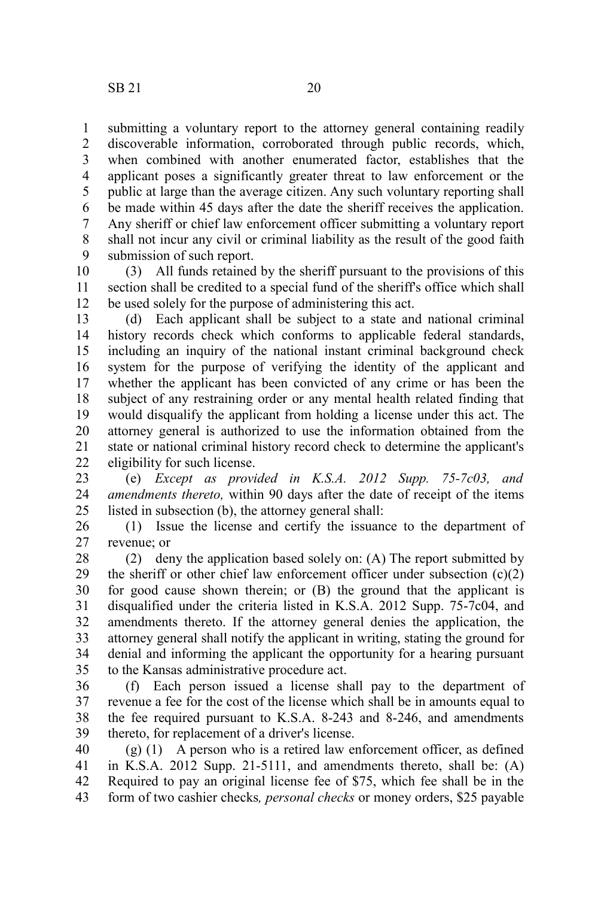submitting a voluntary report to the attorney general containing readily discoverable information, corroborated through public records, which, when combined with another enumerated factor, establishes that the applicant poses a significantly greater threat to law enforcement or the public at large than the average citizen. Any such voluntary reporting shall be made within 45 days after the date the sheriff receives the application. Any sheriff or chief law enforcement officer submitting a voluntary report shall not incur any civil or criminal liability as the result of the good faith submission of such report.

(3) All funds retained by the sheriff pursuant to the provisions of this section shall be credited to a special fund of the sheriff's office which shall be used solely for the purpose of administering this act.

(d) Each applicant shall be subject to a state and national criminal history records check which conforms to applicable federal standards, including an inquiry of the national instant criminal background check system for the purpose of verifying the identity of the applicant and whether the applicant has been convicted of any crime or has been the subject of any restraining order or any mental health related finding that would disqualify the applicant from holding a license under this act. The attorney general is authorized to use the information obtained from the state or national criminal history record check to determine the applicant's eligibility for such license.

(e) *Except as provided in K.S.A. 2012 Supp. 75-7c03, and amendments thereto,* within 90 days after the date of receipt of the items listed in subsection (b), the attorney general shall:

(1) Issue the license and certify the issuance to the department of revenue; or

(2) deny the application based solely on: (A) The report submitted by the sheriff or other chief law enforcement officer under subsection (c)(2) for good cause shown therein; or (B) the ground that the applicant is disqualified under the criteria listed in K.S.A. 2012 Supp. 75-7c04, and amendments thereto. If the attorney general denies the application, the attorney general shall notify the applicant in writing, stating the ground for denial and informing the applicant the opportunity for a hearing pursuant to the Kansas administrative procedure act.

(f) Each person issued a license shall pay to the department of revenue a fee for the cost of the license which shall be in amounts equal to the fee required pursuant to K.S.A. 8-243 and 8-246, and amendments thereto, for replacement of a driver's license.

(g) (1) A person who is a retired law enforcement officer, as defined in K.S.A. 2012 Supp. 21-5111, and amendments thereto, shall be: (A) Required to pay an original license fee of $75, which fee shall be in the form of two cashier checks*, personal checks* or money orders, $25 payable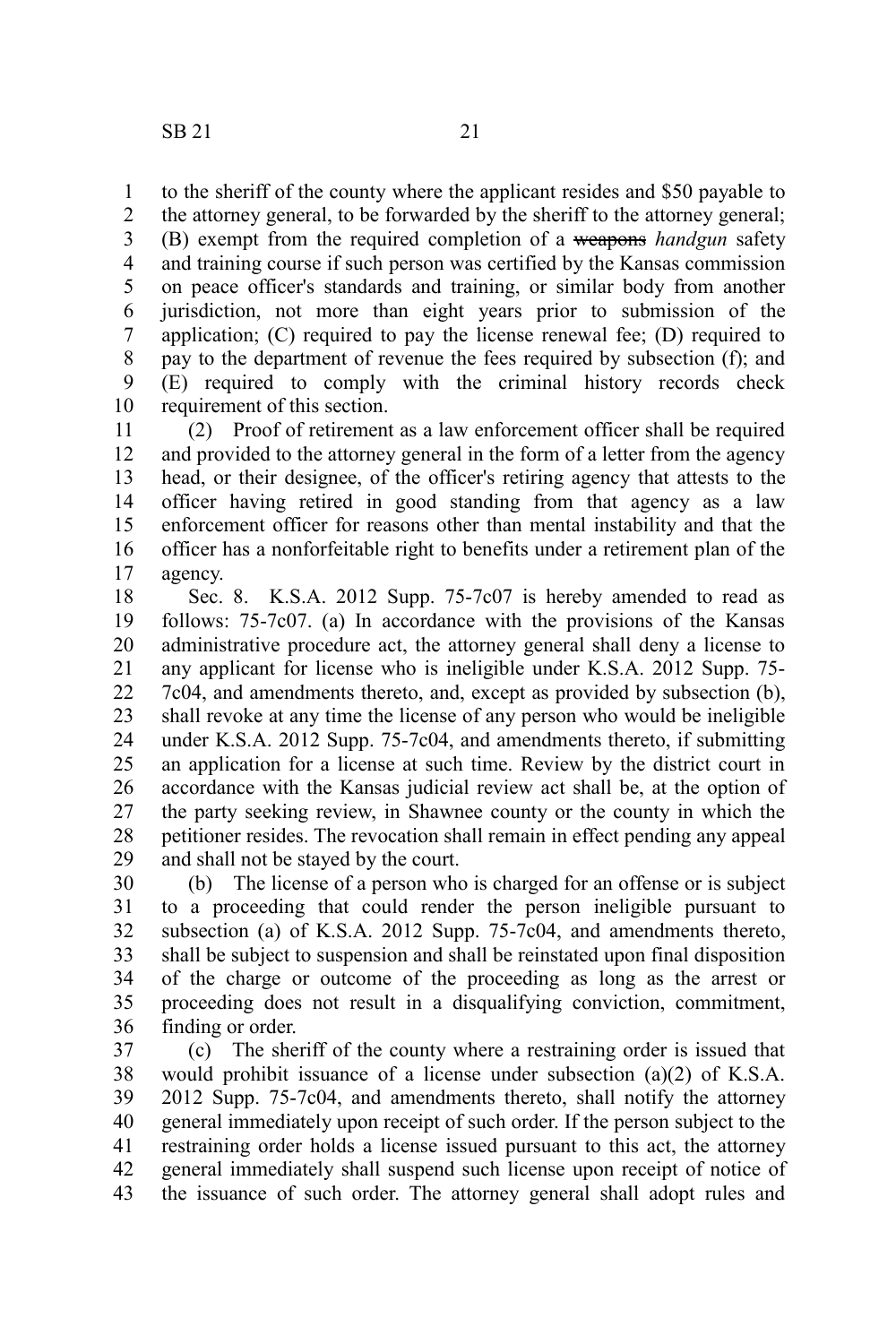to the sheriff of the county where the applicant resides and $50 payable to the attorney general, to be forwarded by the sheriff to the attorney general; (B) exempt from the required completion of a ~~weapons~~ *handgun* safety and training course if such person was certified by the Kansas commission on peace officer's standards and training, or similar body from another jurisdiction, not more than eight years prior to submission of the application; (C) required to pay the license renewal fee; (D) required to pay to the department of revenue the fees required by subsection (f); and (E) required to comply with the criminal history records check requirement of this section.

(2) Proof of retirement as a law enforcement officer shall be required and provided to the attorney general in the form of a letter from the agency head, or their designee, of the officer's retiring agency that attests to the officer having retired in good standing from that agency as a law enforcement officer for reasons other than mental instability and that the officer has a nonforfeitable right to benefits under a retirement plan of the agency.

Sec. 8. K.S.A. 2012 Supp. 75-7c07 is hereby amended to read as follows: 75-7c07. (a) In accordance with the provisions of the Kansas administrative procedure act, the attorney general shall deny a license to any applicant for license who is ineligible under K.S.A. 2012 Supp. 75-7c04, and amendments thereto, and, except as provided by subsection (b), shall revoke at any time the license of any person who would be ineligible under K.S.A. 2012 Supp. 75-7c04, and amendments thereto, if submitting an application for a license at such time. Review by the district court in accordance with the Kansas judicial review act shall be, at the option of the party seeking review, in Shawnee county or the county in which the petitioner resides. The revocation shall remain in effect pending any appeal and shall not be stayed by the court.

(b) The license of a person who is charged for an offense or is subject to a proceeding that could render the person ineligible pursuant to subsection (a) of K.S.A. 2012 Supp. 75-7c04, and amendments thereto, shall be subject to suspension and shall be reinstated upon final disposition of the charge or outcome of the proceeding as long as the arrest or proceeding does not result in a disqualifying conviction, commitment, finding or order.

(c) The sheriff of the county where a restraining order is issued that would prohibit issuance of a license under subsection (a)(2) of K.S.A. 2012 Supp. 75-7c04, and amendments thereto, shall notify the attorney general immediately upon receipt of such order. If the person subject to the restraining order holds a license issued pursuant to this act, the attorney general immediately shall suspend such license upon receipt of notice of the issuance of such order. The attorney general shall adopt rules and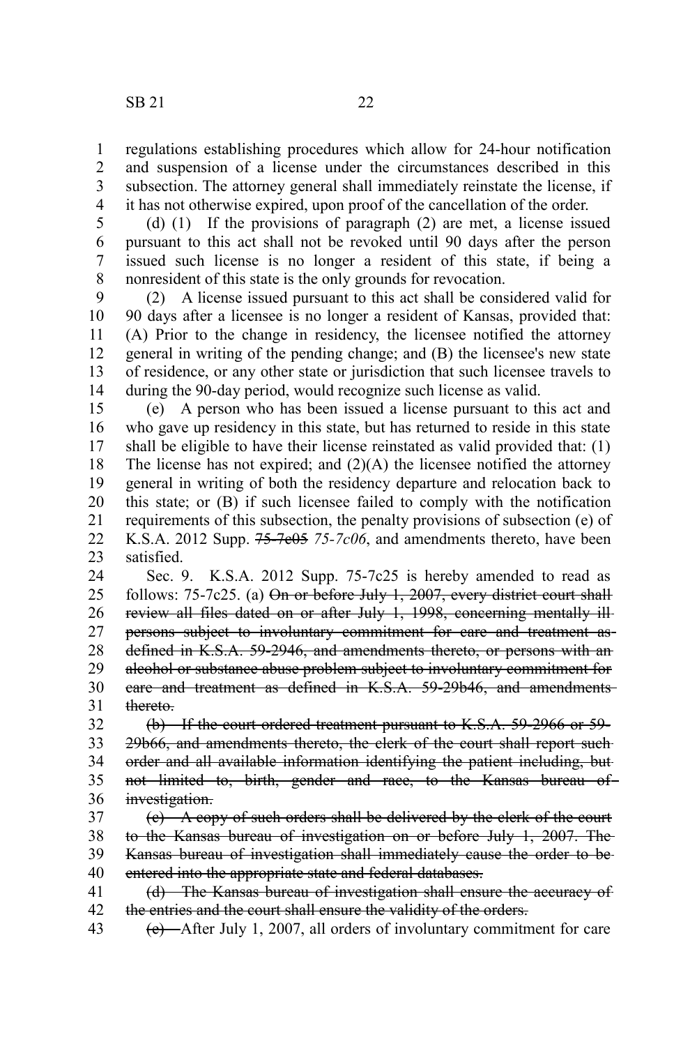regulations establishing procedures which allow for 24-hour notification and suspension of a license under the circumstances described in this subsection. The attorney general shall immediately reinstate the license, if it has not otherwise expired, upon proof of the cancellation of the order.

(d) (1) If the provisions of paragraph (2) are met, a license issued pursuant to this act shall not be revoked until 90 days after the person issued such license is no longer a resident of this state, if being a nonresident of this state is the only grounds for revocation.

(2) A license issued pursuant to this act shall be considered valid for 90 days after a licensee is no longer a resident of Kansas, provided that: (A) Prior to the change in residency, the licensee notified the attorney general in writing of the pending change; and (B) the licensee's new state of residence, or any other state or jurisdiction that such licensee travels to during the 90-day period, would recognize such license as valid.

(e) A person who has been issued a license pursuant to this act and who gave up residency in this state, but has returned to reside in this state shall be eligible to have their license reinstated as valid provided that: (1) The license has not expired; and (2)(A) the licensee notified the attorney general in writing of both the residency departure and relocation back to this state; or (B) if such licensee failed to comply with the notification requirements of this subsection, the penalty provisions of subsection (e) of K.S.A. 2012 Supp. ~~75-7c05~~ *75-7c06*, and amendments thereto, have been satisfied.

Sec. 9. K.S.A. 2012 Supp. 75-7c25 is hereby amended to read as follows: 75-7c25. (a) ~~On or before July 1, 2007, every district court shall review all files dated on or after July 1, 1998, concerning mentally ill persons subject to involuntary commitment for care and treatment as defined in K.S.A. 59-2946, and amendments thereto, or persons with an alcohol or substance abuse problem subject to involuntary commitment for care and treatment as defined in K.S.A. 59-29b46, and amendments thereto.~~

~~(b) If the court ordered treatment pursuant to K.S.A. 59-2966 or 59-29b66, and amendments thereto, the clerk of the court shall report such order and all available information identifying the patient including, but not limited to, birth, gender and race, to the Kansas bureau of investigation.~~

~~(c) A copy of such orders shall be delivered by the clerk of the court to the Kansas bureau of investigation on or before July 1, 2007. The Kansas bureau of investigation shall immediately cause the order to be entered into the appropriate state and federal databases.~~

~~(d) The Kansas bureau of investigation shall ensure the accuracy of the entries and the court shall ensure the validity of the orders.~~

~~(e)~~ After July 1, 2007, all orders of involuntary commitment for care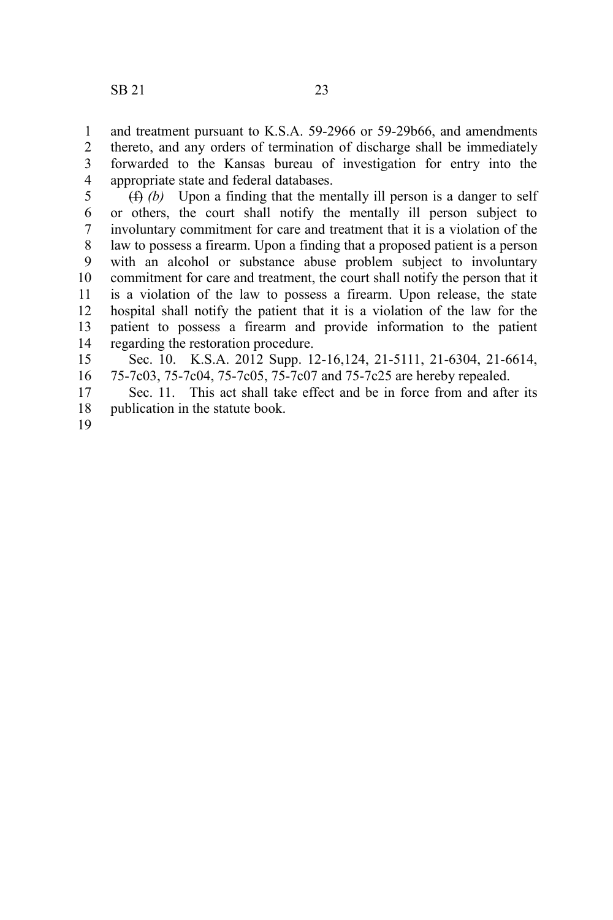and treatment pursuant to K.S.A. 59-2966 or 59-29b66, and amendments thereto, and any orders of termination of discharge shall be immediately forwarded to the Kansas bureau of investigation for entry into the appropriate state and federal databases.

~~(f)~~ *(b)* Upon a finding that the mentally ill person is a danger to self or others, the court shall notify the mentally ill person subject to involuntary commitment for care and treatment that it is a violation of the law to possess a firearm. Upon a finding that a proposed patient is a person with an alcohol or substance abuse problem subject to involuntary commitment for care and treatment, the court shall notify the person that it is a violation of the law to possess a firearm. Upon release, the state hospital shall notify the patient that it is a violation of the law for the patient to possess a firearm and provide information to the patient regarding the restoration procedure.

Sec. 10. K.S.A. 2012 Supp. 12-16,124, 21-5111, 21-6304, 21-6614, 75-7c03, 75-7c04, 75-7c05, 75-7c07 and 75-7c25 are hereby repealed.

Sec. 11. This act shall take effect and be in force from and after its publication in the statute book.